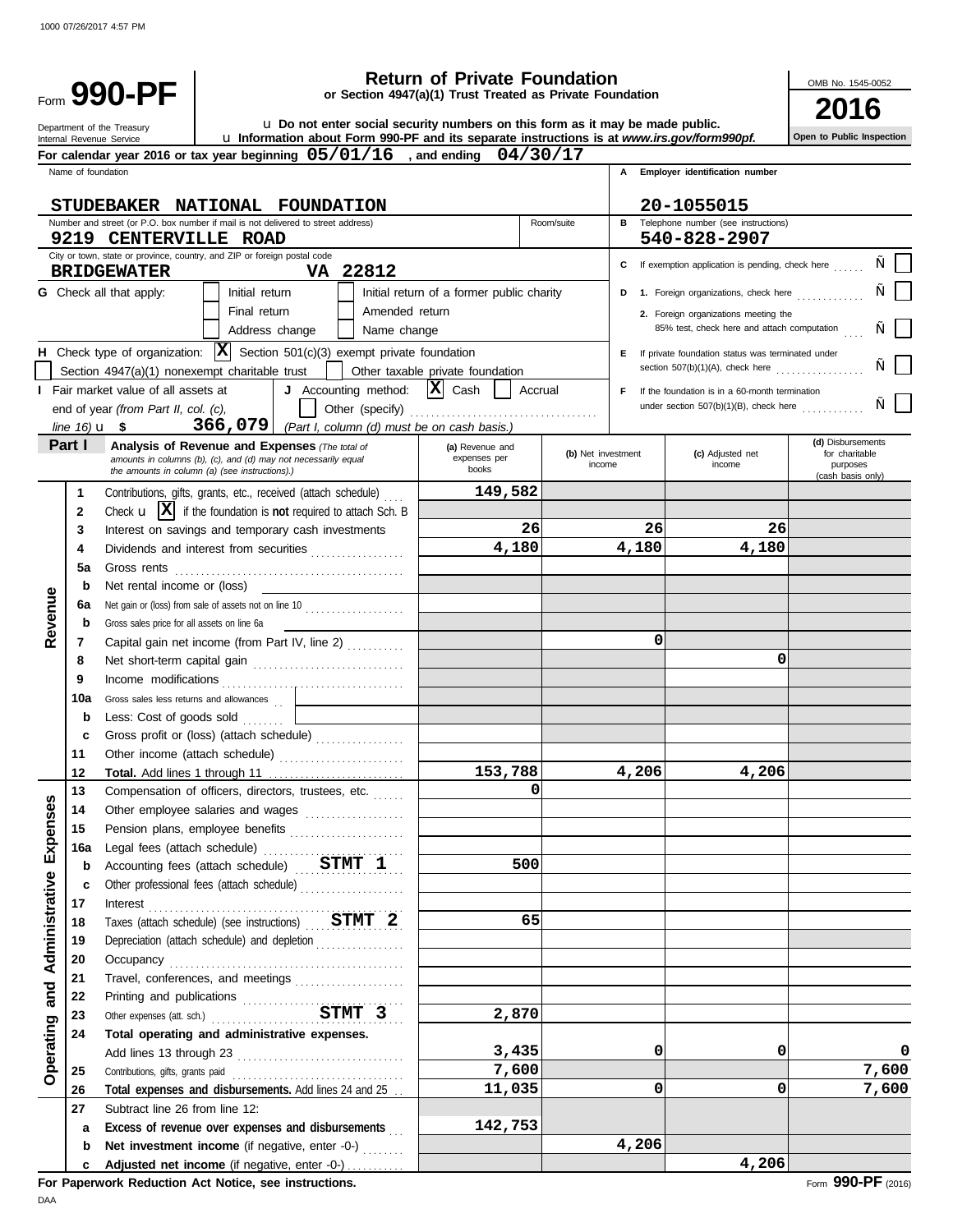1000 07/26/2017 4:57 PM

# Form 990-PF — Return of Private Foundation

**or Section 4947(a)(1) Trust Treated as Private Foundation**

Department of the Treasury
Internal Revenue Service

u Do not enter social security numbers on this form as it may be made public.
u Information about Form 990-PF and its separate instructions is at *www.irs.gov/form990pf.*

OMB No. 1545-0052

**2016**

**Open to Public Inspection**

For calendar year 2016 or tax year beginning **05/01/16**, and ending **04/30/17**

Name of foundation: **STUDEBAKER NATIONAL FOUNDATION**

A Employer identification number: **20-1055015**

Number and street (or P.O. box number if mail is not delivered to street address): **9219 CENTERVILLE ROAD** Room/suite:

B Telephone number (see instructions): **540-828-2907**

City or town, state or province, country, and ZIP or foreign postal code: **BRIDGEWATER VA 22812**

C If exemption application is pending, check here ☐

G Check all that apply: ☐ Initial return ☐ Initial return of a former public charity ☐ Final return ☐ Amended return ☐ Address change ☐ Name change

D 1. Foreign organizations, check here ☐
2. Foreign organizations meeting the 85% test, check here and attach computation ☐

H Check type of organization: **[X]** Section 501(c)(3) exempt private foundation ☐ Section 4947(a)(1) nonexempt charitable trust ☐ Other taxable private foundation

E If private foundation status was terminated under section 507(b)(1)(A), check here ☐

I Fair market value of all assets at end of year *(from Part II, col. (c), line 16)* u $ **366,079**

J Accounting method: **[X]** Cash ☐ Accrual ☐ Other (specify) *(Part I, column (d) must be on cash basis.)*

F If the foundation is in a 60-month termination under section 507(b)(1)(B), check here ☐

## Part I Analysis of Revenue and Expenses

*(The total of amounts in columns (b), (c), and (d) may not necessarily equal the amounts in column (a) (see instructions).)*

| | Line | Description | (a) Revenue and expenses per books | (b) Net investment income | (c) Adjusted net income | (d) Disbursements for charitable purposes (cash basis only) |
|---|---|---|---|---|---|---|
| Revenue | 1 | Contributions, gifts, grants, etc., received (attach schedule) | 149,582 | | | |
| | 2 | Check u [X] if the foundation is **not** required to attach Sch. B | | | | |
| | 3 | Interest on savings and temporary cash investments | 26 | 26 | 26 | |
| | 4 | Dividends and interest from securities | 4,180 | 4,180 | 4,180 | |
| | 5a | Gross rents | | | | |
| | b | Net rental income or (loss) | | | | |
| | 6a | Net gain or (loss) from sale of assets not on line 10 | | | | |
| | b | Gross sales price for all assets on line 6a | | | | |
| | 7 | Capital gain net income (from Part IV, line 2) | | 0 | | |
| | 8 | Net short-term capital gain | | | 0 | |
| | 9 | Income modifications | | | | |
| | 10a | Gross sales less returns and allowances | | | | |
| | b | Less: Cost of goods sold | | | | |
| | c | Gross profit or (loss) (attach schedule) | | | | |
| | 11 | Other income (attach schedule) | | | | |
| | 12 | **Total.** Add lines 1 through 11 | 153,788 | 4,206 | 4,206 | |
| Operating and Administrative Expenses | 13 | Compensation of officers, directors, trustees, etc. | 0 | | | |
| | 14 | Other employee salaries and wages | | | | |
| | 15 | Pension plans, employee benefits | | | | |
| | 16a | Legal fees (attach schedule) | | | | |
| | b | Accounting fees (attach schedule) STMT 1 | 500 | | | |
| | c | Other professional fees (attach schedule) | | | | |
| | 17 | Interest | | | | |
| | 18 | Taxes (attach schedule) (see instructions) STMT 2 | 65 | | | |
| | 19 | Depreciation (attach schedule) and depletion | | | | |
| | 20 | Occupancy | | | | |
| | 21 | Travel, conferences, and meetings | | | | |
| | 22 | Printing and publications | | | | |
| | 23 | Other expenses (att. sch.) STMT 3 | 2,870 | | | |
| | 24 | **Total operating and administrative expenses.** Add lines 13 through 23 | 3,435 | 0 | 0 | 0 |
| | 25 | Contributions, gifts, grants paid | 7,600 | | | 7,600 |
| | 26 | **Total expenses and disbursements.** Add lines 24 and 25 | 11,035 | 0 | 0 | 7,600 |
| | 27 | Subtract line 26 from line 12: | | | | |
| | a | **Excess of revenue over expenses and disbursements** | 142,753 | | | |
| | b | **Net investment income** (if negative, enter -0-) | | 4,206 | | |
| | c | **Adjusted net income** (if negative, enter -0-) | | | 4,206 | |

**For Paperwork Reduction Act Notice, see instructions.**

DAA

Form **990-PF** (2016)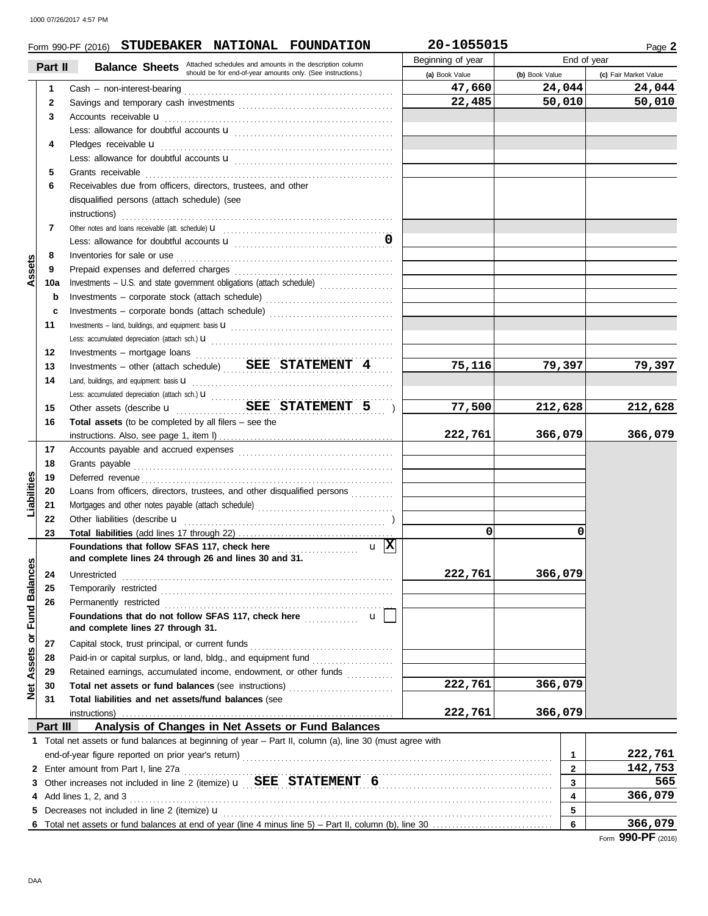Form 990-PF (2016) **STUDEBAKER NATIONAL FOUNDATION** **20-1055015** Page **2**

## Part II Balance Sheets

Attached schedules and amounts in the description column should be for end-of-year amounts only. (See instructions.)

| | | | Beginning of year | End of year | |
|---|---|---|---|---|---|
| | | | (a) Book Value | (b) Book Value | (c) Fair Market Value |
| **Assets** | 1 | Cash – non-interest-bearing | 47,660 | 24,044 | 24,044 |
| | 2 | Savings and temporary cash investments | 22,485 | 50,010 | 50,010 |
| | 3 | Accounts receivable u | | | |
| | | Less: allowance for doubtful accounts u | | | |
| | 4 | Pledges receivable u | | | |
| | | Less: allowance for doubtful accounts u | | | |
| | 5 | Grants receivable | | | |
| | 6 | Receivables due from officers, directors, trustees, and other disqualified persons (attach schedule) (see instructions) | | | |
| | 7 | Other notes and loans receivable (att. schedule) u | | | |
| | | Less: allowance for doubtful accounts u 0 | | | |
| | 8 | Inventories for sale or use | | | |
| | 9 | Prepaid expenses and deferred charges | | | |
| | 10a | Investments – U.S. and state government obligations (attach schedule) | | | |
| | b | Investments – corporate stock (attach schedule) | | | |
| | c | Investments – corporate bonds (attach schedule) | | | |
| | 11 | Investments – land, buildings, and equipment: basis u | | | |
| | | Less: accumulated depreciation (attach sch.) u | | | |
| | 12 | Investments – mortgage loans | | | |
| | 13 | Investments – other (attach schedule) SEE STATEMENT 4 | 75,116 | 79,397 | 79,397 |
| | 14 | Land, buildings, and equipment: basis u | | | |
| | | Less: accumulated depreciation (attach sch.) u | | | |
| | 15 | Other assets (describe u SEE STATEMENT 5 ) | 77,500 | 212,628 | 212,628 |
| | 16 | **Total assets** (to be completed by all filers – see the instructions. Also, see page 1, item I) | 222,761 | 366,079 | 366,079 |
| **Liabilities** | 17 | Accounts payable and accrued expenses | | | |
| | 18 | Grants payable | | | |
| | 19 | Deferred revenue | | | |
| | 20 | Loans from officers, directors, trustees, and other disqualified persons | | | |
| | 21 | Mortgages and other notes payable (attach schedule) | | | |
| | 22 | Other liabilities (describe u ) | | | |
| | 23 | **Total liabilities** (add lines 17 through 22) | 0 | 0 | |
| **Net Assets or Fund Balances** | | **Foundations that follow SFAS 117, check here** u [X] **and complete lines 24 through 26 and lines 30 and 31.** | | | |
| | 24 | Unrestricted | 222,761 | 366,079 | |
| | 25 | Temporarily restricted | | | |
| | 26 | Permanently restricted | | | |
| | | **Foundations that do not follow SFAS 117, check here** u [ ] **and complete lines 27 through 31.** | | | |
| | 27 | Capital stock, trust principal, or current funds | | | |
| | 28 | Paid-in or capital surplus, or land, bldg., and equipment fund | | | |
| | 29 | Retained earnings, accumulated income, endowment, or other funds | | | |
| | 30 | **Total net assets or fund balances** (see instructions) | 222,761 | 366,079 | |
| | 31 | **Total liabilities and net assets/fund balances** (see instructions) | 222,761 | 366,079 | |

## Part III Analysis of Changes in Net Assets or Fund Balances

| | | | |
|---|---|---|---|
| 1 | Total net assets or fund balances at beginning of year – Part II, column (a), line 30 (must agree with end-of-year figure reported on prior year's return) | 1 | 222,761 |
| 2 | Enter amount from Part I, line 27a | 2 | 142,753 |
| 3 | Other increases not included in line 2 (itemize) u SEE STATEMENT 6 | 3 | 565 |
| 4 | Add lines 1, 2, and 3 | 4 | 366,079 |
| 5 | Decreases not included in line 2 (itemize) u | 5 | |
| 6 | Total net assets or fund balances at end of year (line 4 minus line 5) – Part II, column (b), line 30 | 6 | 366,079 |

Form **990-PF** (2016)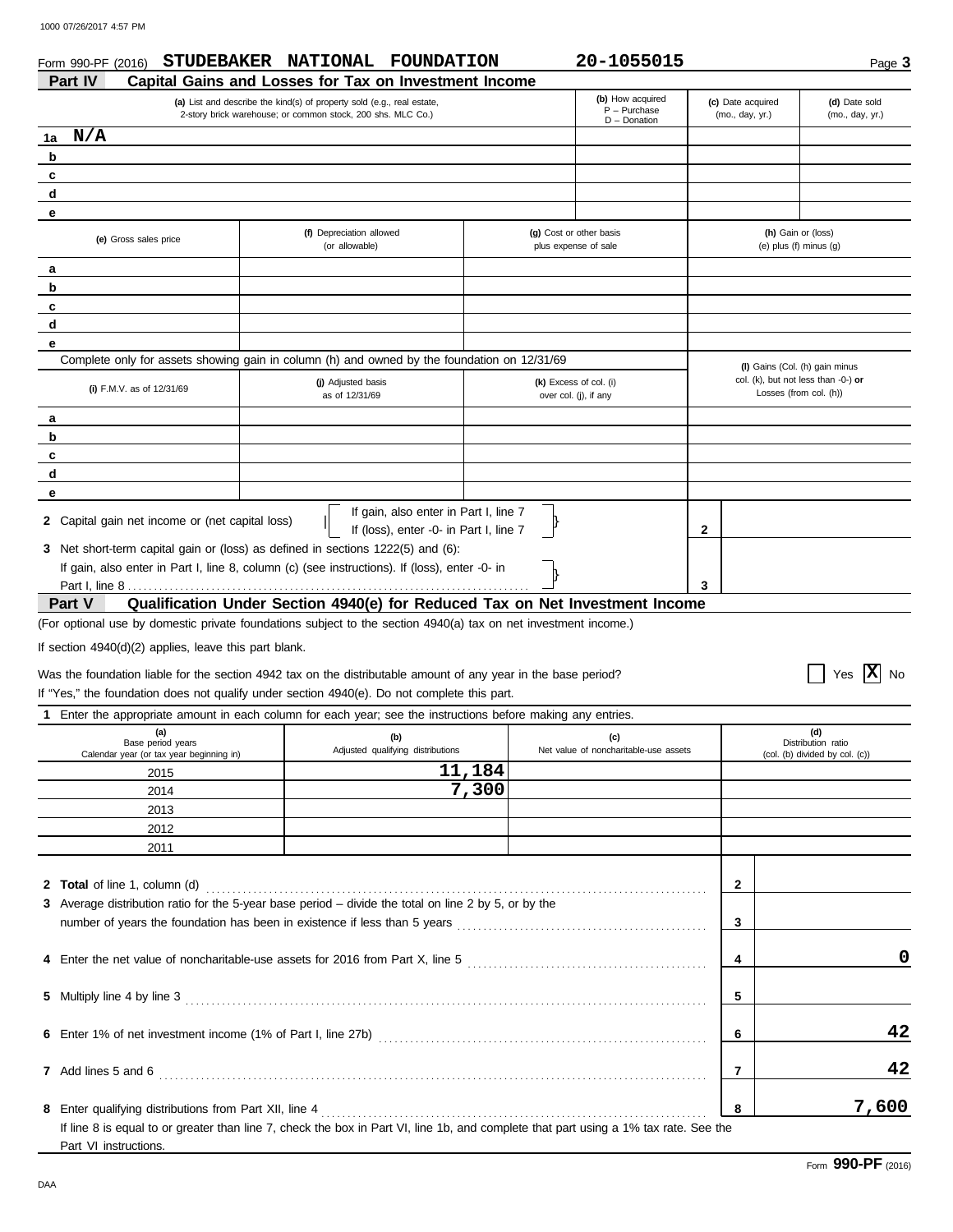Form 990-PF (2016) **STUDEBAKER NATIONAL FOUNDATION** **20-1055015**

## Part IV Capital Gains and Losses for Tax on Investment Income

| | (a) List and describe the kind(s) of property sold (e.g., real estate, 2-story brick warehouse; or common stock, 200 shs. MLC Co.) | (b) How acquired P – Purchase D – Donation | (c) Date acquired (mo., day, yr.) | (d) Date sold (mo., day, yr.) |
|---|---|---|---|---|
| 1a | N/A | | | |
| b | | | | |
| c | | | | |
| d | | | | |
| e | | | | |

| | (e) Gross sales price | (f) Depreciation allowed (or allowable) | (g) Cost or other basis plus expense of sale | (h) Gain or (loss) (e) plus (f) minus (g) |
|---|---|---|---|---|
| a | | | | |
| b | | | | |
| c | | | | |
| d | | | | |
| e | | | | |

Complete only for assets showing gain in column (h) and owned by the foundation on 12/31/69

| | (i) F.M.V. as of 12/31/69 | (j) Adjusted basis as of 12/31/69 | (k) Excess of col. (i) over col. (j), if any | (l) Gains (Col. (h) gain minus col. (k), but not less than -0-) **or** Losses (from col. (h)) |
|---|---|---|---|---|
| a | | | | |
| b | | | | |
| c | | | | |
| d | | | | |
| e | | | | |

**2** Capital gain net income or (net capital loss) — If gain, also enter in Part I, line 7; If (loss), enter -0- in Part I, line 7 ..... **2**

**3** Net short-term capital gain or (loss) as defined in sections 1222(5) and (6): If gain, also enter in Part I, line 8, column (c) (see instructions). If (loss), enter -0- in Part I, line 8 ..... **3**

## Part V Qualification Under Section 4940(e) for Reduced Tax on Net Investment Income

(For optional use by domestic private foundations subject to the section 4940(a) tax on net investment income.)

If section 4940(d)(2) applies, leave this part blank.

Was the foundation liable for the section 4942 tax on the distributable amount of any year in the base period? ☐ Yes ☒ No

If "Yes," the foundation does not qualify under section 4940(e). Do not complete this part.

**1** Enter the appropriate amount in each column for each year; see the instructions before making any entries.

| (a) Base period years Calendar year (or tax year beginning in) | (b) Adjusted qualifying distributions | (c) Net value of noncharitable-use assets | (d) Distribution ratio (col. (b) divided by col. (c)) |
|---|---|---|---|
| 2015 | 11,184 | | |
| 2014 | 7,300 | | |
| 2013 | | | |
| 2012 | | | |
| 2011 | | | |

| | | Line | Amount |
|---|---|---|---|
| **2** | **Total** of line 1, column (d) | 2 | |
| **3** | Average distribution ratio for the 5-year base period – divide the total on line 2 by 5, or by the number of years the foundation has been in existence if less than 5 years | 3 | |
| **4** | Enter the net value of noncharitable-use assets for 2016 from Part X, line 5 | 4 | 0 |
| **5** | Multiply line 4 by line 3 | 5 | |
| **6** | Enter 1% of net investment income (1% of Part I, line 27b) | 6 | 42 |
| **7** | Add lines 5 and 6 | 7 | 42 |
| **8** | Enter qualifying distributions from Part XII, line 4 | 8 | 7,600 |

If line 8 is equal to or greater than line 7, check the box in Part VI, line 1b, and complete that part using a 1% tax rate. See the Part VI instructions.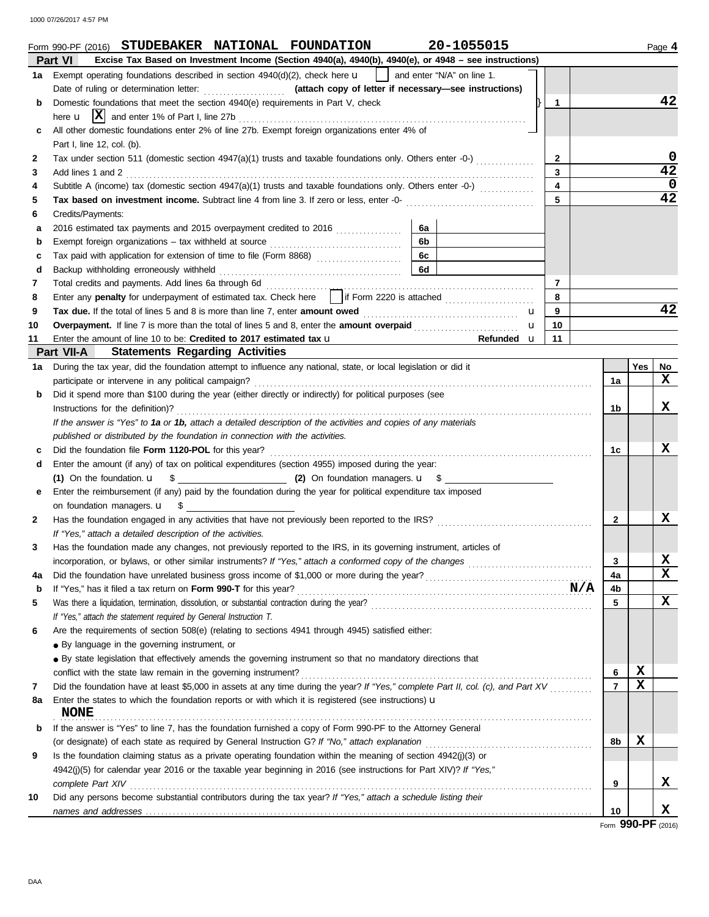Form 990-PF (2016) **STUDEBAKER NATIONAL FOUNDATION** 20-1055015 Page **4**

## Part VI — Excise Tax Based on Investment Income (Section 4940(a), 4940(b), 4940(e), or 4948 – see instructions)

| | | | | |
|---|---|---|---|---|
| **1a** | Exempt operating foundations described in section 4940(d)(2), check here ▶ ☐ and enter "N/A" on line 1. Date of ruling or determination letter: ........... **(attach copy of letter if necessary—see instructions)** | | | |
| **b** | Domestic foundations that meet the section 4940(e) requirements in Part V, check here ▶ ☒ and enter 1% of Part I, line 27b | | 1 | 42 |
| **c** | All other domestic foundations enter 2% of line 27b. Exempt foreign organizations enter 4% of Part I, line 12, col. (b). | | | |
| **2** | Tax under section 511 (domestic section 4947(a)(1) trusts and taxable foundations only. Others enter -0-) | | 2 | 0 |
| **3** | Add lines 1 and 2 | | 3 | 42 |
| **4** | Subtitle A (income) tax (domestic section 4947(a)(1) trusts and taxable foundations only. Others enter -0-) | | 4 | 0 |
| **5** | **Tax based on investment income.** Subtract line 4 from line 3. If zero or less, enter -0- | | 5 | 42 |
| **6** | Credits/Payments: | | | |
| **a** | 2016 estimated tax payments and 2015 overpayment credited to 2016 | 6a | | |
| **b** | Exempt foreign organizations – tax withheld at source | 6b | | |
| **c** | Tax paid with application for extension of time to file (Form 8868) | 6c | | |
| **d** | Backup withholding erroneously withheld | 6d | | |
| **7** | Total credits and payments. Add lines 6a through 6d | | 7 | |
| **8** | Enter any **penalty** for underpayment of estimated tax. Check here ☐ if Form 2220 is attached | | 8 | |
| **9** | **Tax due.** If the total of lines 5 and 8 is more than line 7, enter **amount owed** ▶ | | 9 | 42 |
| **10** | **Overpayment.** If line 7 is more than the total of lines 5 and 8, enter the **amount overpaid** ▶ | | 10 | |
| **11** | Enter the amount of line 10 to be: **Credited to 2017 estimated tax** ▶ **Refunded** ▶ | | 11 | |

## Part VII-A — Statements Regarding Activities

| | | | Yes | No |
|---|---|---|---|---|
| **1a** | During the tax year, did the foundation attempt to influence any national, state, or local legislation or did it participate or intervene in any political campaign? | 1a | | X |
| **b** | Did it spend more than $100 during the year (either directly or indirectly) for political purposes (see Instructions for the definition)? | 1b | | X |
| | *If the answer is "Yes" to **1a** or **1b**, attach a detailed description of the activities and copies of any materials published or distributed by the foundation in connection with the activities.* | | | |
| **c** | Did the foundation file **Form 1120-POL** for this year? | 1c | | X |
| **d** | Enter the amount (if any) of tax on political expenditures (section 4955) imposed during the year: **(1)** On the foundation. ▶ $ ______ **(2)** On foundation managers. ▶ $ ______ | | | |
| **e** | Enter the reimbursement (if any) paid by the foundation during the year for political expenditure tax imposed on foundation managers. ▶ $ ______ | | | |
| **2** | Has the foundation engaged in any activities that have not previously been reported to the IRS? *If "Yes," attach a detailed description of the activities.* | 2 | | X |
| **3** | Has the foundation made any changes, not previously reported to the IRS, in its governing instrument, articles of incorporation, or bylaws, or other similar instruments? *If "Yes," attach a conformed copy of the changes* | 3 | | X |
| **4a** | Did the foundation have unrelated business gross income of $1,000 or more during the year? | 4a | | X |
| **b** | If "Yes," has it filed a tax return on **Form 990-T** for this year? N/A | 4b | | |
| **5** | Was there a liquidation, termination, dissolution, or substantial contraction during the year? *If "Yes," attach the statement required by General Instruction T.* | 5 | | X |
| **6** | Are the requirements of section 508(e) (relating to sections 4941 through 4945) satisfied either: ● By language in the governing instrument, or ● By state legislation that effectively amends the governing instrument so that no mandatory directions that conflict with the state law remain in the governing instrument? | 6 | X | |
| **7** | Did the foundation have at least $5,000 in assets at any time during the year? *If "Yes," complete Part II, col. (c), and Part XV* | 7 | X | |
| **8a** | Enter the states to which the foundation reports or with which it is registered (see instructions) ▶ **NONE** | | | |
| **b** | If the answer is "Yes" to line 7, has the foundation furnished a copy of Form 990-PF to the Attorney General (or designate) of each state as required by General Instruction G? *If "No," attach explanation* | 8b | X | |
| **9** | Is the foundation claiming status as a private operating foundation within the meaning of section 4942(j)(3) or 4942(j)(5) for calendar year 2016 or the taxable year beginning in 2016 (see instructions for Part XIV)? *If "Yes," complete Part XIV* | 9 | | X |
| **10** | Did any persons become substantial contributors during the tax year? *If "Yes," attach a schedule listing their names and addresses* | 10 | | X |

Form **990-PF** (2016)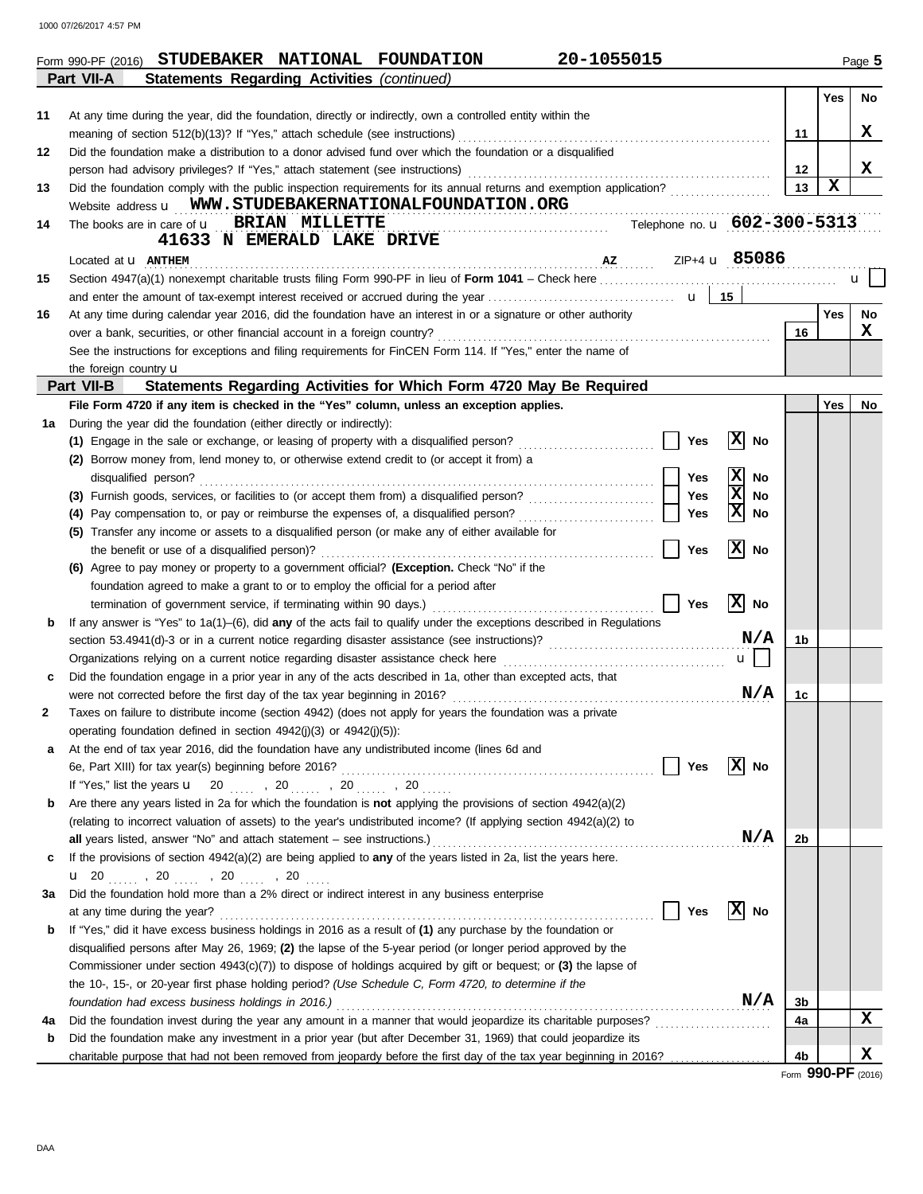Form 990-PF (2016) **STUDEBAKER NATIONAL FOUNDATION** **20-1055015**

## Part VII-A Statements Regarding Activities *(continued)*

| | | | Yes | No |
|---|---|---|---|---|
| **11** | At any time during the year, did the foundation, directly or indirectly, own a controlled entity within the meaning of section 512(b)(13)? If "Yes," attach schedule (see instructions) | 11 | | X |
| **12** | Did the foundation make a distribution to a donor advised fund over which the foundation or a disqualified person had advisory privileges? If "Yes," attach statement (see instructions) | 12 | | X |
| **13** | Did the foundation comply with the public inspection requirements for its annual returns and exemption application? | 13 | X | |

Website address u **WWW.STUDEBAKERNATIONALFOUNDATION.ORG**

**14** The books are in care of u **BRIAN MILLETTE** Telephone no. u **602-300-5313**
**41633 N EMERALD LAKE DRIVE**
Located at u **ANTHEM** **AZ** ZIP+4 u **85086**

**15** Section 4947(a)(1) nonexempt charitable trusts filing Form 990-PF in lieu of **Form 1041** – Check here u ☐
and enter the amount of tax-exempt interest received or accrued during the year u **15**

| | | | Yes | No |
|---|---|---|---|---|
| **16** | At any time during calendar year 2016, did the foundation have an interest in or a signature or other authority over a bank, securities, or other financial account in a foreign country? See the instructions for exceptions and filing requirements for FinCEN Form 114. If "Yes," enter the name of the foreign country u | 16 | | X |

## Part VII-B Statements Regarding Activities for Which Form 4720 May Be Required

**File Form 4720 if any item is checked in the "Yes" column, unless an exception applies.**

| | | | | Yes | No |
|---|---|---|---|---|---|
| **1a** | During the year did the foundation (either directly or indirectly): | | | | |
| | **(1)** Engage in the sale or exchange, or leasing of property with a disqualified person? | ☐ Yes ☒ No | | | |
| | **(2)** Borrow money from, lend money to, or otherwise extend credit to (or accept it from) a disqualified person? | ☐ Yes ☒ No | | | |
| | **(3)** Furnish goods, services, or facilities to (or accept them from) a disqualified person? | ☐ Yes ☒ No | | | |
| | **(4)** Pay compensation to, or pay or reimburse the expenses of, a disqualified person? | ☐ Yes ☒ No | | | |
| | **(5)** Transfer any income or assets to a disqualified person (or make any of either available for the benefit or use of a disqualified person)? | ☐ Yes ☒ No | | | |
| | **(6)** Agree to pay money or property to a government official? **(Exception.** Check "No" if the foundation agreed to make a grant to or to employ the official for a period after termination of government service, if terminating within 90 days.) | ☐ Yes ☒ No | | | |
| **b** | If any answer is "Yes" to 1a(1)–(6), did **any** of the acts fail to qualify under the exceptions described in Regulations section 53.4941(d)-3 or in a current notice regarding disaster assistance (see instructions)? **N/A** | | 1b | | |
| | Organizations relying on a current notice regarding disaster assistance check here u ☐ | | | | |
| **c** | Did the foundation engage in a prior year in any of the acts described in 1a, other than excepted acts, that were not corrected before the first day of the tax year beginning in 2016? **N/A** | | 1c | | |
| **2** | Taxes on failure to distribute income (section 4942) (does not apply for years the foundation was a private operating foundation defined in section 4942(j)(3) or 4942(j)(5)): | | | | |
| **a** | At the end of tax year 2016, did the foundation have any undistributed income (lines 6d and 6e, Part XIII) for tax year(s) beginning before 2016? | ☐ Yes ☒ No | | | |
| | If "Yes," list the years u 20 ...., 20 ...., 20 ...., 20 .... | | | | |
| **b** | Are there any years listed in 2a for which the foundation is **not** applying the provisions of section 4942(a)(2) (relating to incorrect valuation of assets) to the year's undistributed income? (If applying section 4942(a)(2) to **all** years listed, answer "No" and attach statement – see instructions.) **N/A** | | 2b | | |
| **c** | If the provisions of section 4942(a)(2) are being applied to **any** of the years listed in 2a, list the years here. u 20 ...., 20 ...., 20 ...., 20 .... | | | | |
| **3a** | Did the foundation hold more than a 2% direct or indirect interest in any business enterprise at any time during the year? | ☐ Yes ☒ No | | | |
| **b** | If "Yes," did it have excess business holdings in 2016 as a result of **(1)** any purchase by the foundation or disqualified persons after May 26, 1969; **(2)** the lapse of the 5-year period (or longer period approved by the Commissioner under section 4943(c)(7)) to dispose of holdings acquired by gift or bequest; or **(3)** the lapse of the 10-, 15-, or 20-year first phase holding period? *(Use Schedule C, Form 4720, to determine if the foundation had excess business holdings in 2016.)* **N/A** | | 3b | | |
| **4a** | Did the foundation invest during the year any amount in a manner that would jeopardize its charitable purposes? | | 4a | | X |
| **b** | Did the foundation make any investment in a prior year (but after December 31, 1969) that could jeopardize its charitable purpose that had not been removed from jeopardy before the first day of the tax year beginning in 2016? | | 4b | | X |

Form **990-PF** (2016)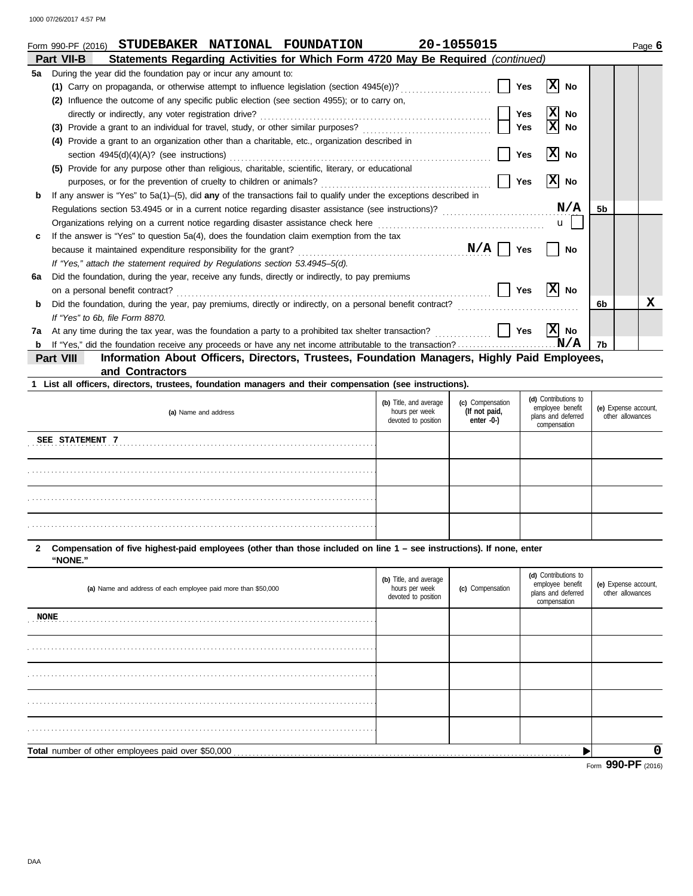Form 990-PF (2016) **STUDEBAKER NATIONAL FOUNDATION** **20-1055015**

## Part VII-B Statements Regarding Activities for Which Form 4720 May Be Required *(continued)*

**5a** During the year did the foundation pay or incur any amount to:

**(1)** Carry on propaganda, or otherwise attempt to influence legislation (section 4945(e))? ☐ Yes [X] No

**(2)** Influence the outcome of any specific public election (see section 4955); or to carry on, directly or indirectly, any voter registration drive? ☐ Yes [X] No

**(3)** Provide a grant to an individual for travel, study, or other similar purposes? ☐ Yes [X] No

**(4)** Provide a grant to an organization other than a charitable, etc., organization described in section 4945(d)(4)(A)? (see instructions) ☐ Yes [X] No

**(5)** Provide for any purpose other than religious, charitable, scientific, literary, or educational purposes, or for the prevention of cruelty to children or animals? ☐ Yes [X] No

**b** If any answer is "Yes" to 5a(1)–(5), did **any** of the transactions fail to qualify under the exceptions described in Regulations section 53.4945 or in a current notice regarding disaster assistance (see instructions)? **N/A** — **5b**

Organizations relying on a current notice regarding disaster assistance check here ☐

**c** If the answer is "Yes" to question 5a(4), does the foundation claim exemption from the tax because it maintained expenditure responsibility for the grant? **N/A** ☐ Yes ☐ No

*If "Yes," attach the statement required by Regulations section 53.4945–5(d).*

**6a** Did the foundation, during the year, receive any funds, directly or indirectly, to pay premiums on a personal benefit contract? ☐ Yes [X] No

**b** Did the foundation, during the year, pay premiums, directly or indirectly, on a personal benefit contract? — **6b** No: **X**

*If "Yes" to 6b, file Form 8870.*

**7a** At any time during the tax year, was the foundation a party to a prohibited tax shelter transaction? ☐ Yes [X] No

**b** If "Yes," did the foundation receive any proceeds or have any net income attributable to the transaction? **N/A** — **7b**

## Part VIII Information About Officers, Directors, Trustees, Foundation Managers, Highly Paid Employees, and Contractors

**1 List all officers, directors, trustees, foundation managers and their compensation (see instructions).**

| (a) Name and address | (b) Title, and average hours per week devoted to position | (c) Compensation (If not paid, enter -0-) | (d) Contributions to employee benefit plans and deferred compensation | (e) Expense account, other allowances |
|---|---|---|---|---|
| SEE STATEMENT 7 | | | | |
| | | | | |
| | | | | |
| | | | | |

**2 Compensation of five highest-paid employees (other than those included on line 1 – see instructions). If none, enter "NONE."**

| (a) Name and address of each employee paid more than $50,000 | (b) Title, and average hours per week devoted to position | (c) Compensation | (d) Contributions to employee benefit plans and deferred compensation | (e) Expense account, other allowances |
|---|---|---|---|---|
| NONE | | | | |
| | | | | |
| | | | | |
| | | | | |
| | | | | |

**Total** number of other employees paid over $50,000 ▶ **0**

Form **990-PF** (2016)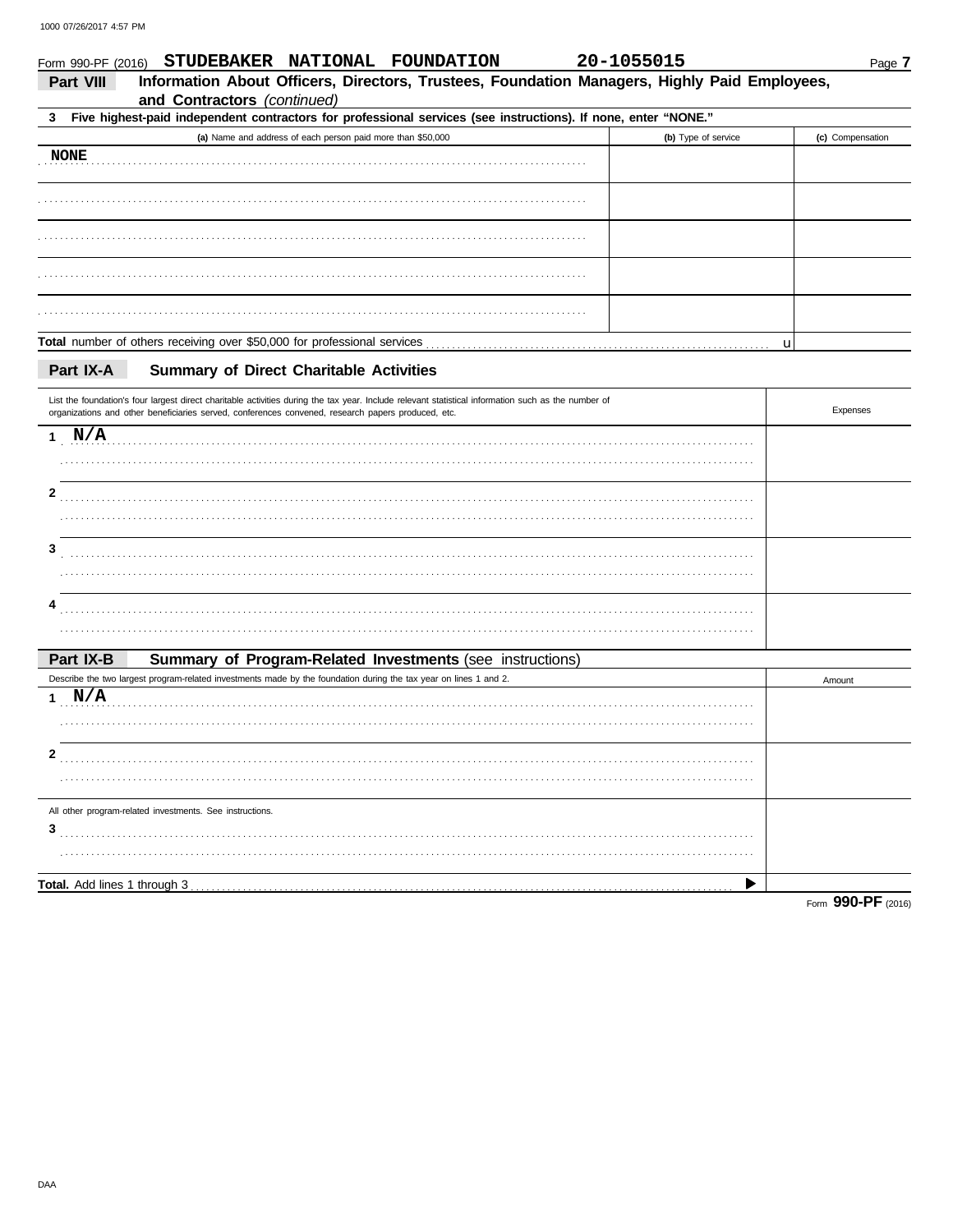Form 990-PF (2016) **STUDEBAKER NATIONAL FOUNDATION** **20-1055015**

## Part VIII Information About Officers, Directors, Trustees, Foundation Managers, Highly Paid Employees, and Contractors *(continued)*

**3 Five highest-paid independent contractors for professional services (see instructions). If none, enter "NONE."**

| (a) Name and address of each person paid more than $50,000 | (b) Type of service | (c) Compensation |
|---|---|---|
| NONE | | |
| | | |
| | | |
| | | |
| | | |

**Total** number of others receiving over $50,000 for professional services u

## Part IX-A Summary of Direct Charitable Activities

| List the foundation's four largest direct charitable activities during the tax year. Include relevant statistical information such as the number of organizations and other beneficiaries served, conferences convened, research papers produced, etc. | Expenses |
|---|---|
| 1 N/A | |
| 2 | |
| 3 | |
| 4 | |

## Part IX-B Summary of Program-Related Investments (see instructions)

| Describe the two largest program-related investments made by the foundation during the tax year on lines 1 and 2. | Amount |
|---|---|
| 1 N/A | |
| 2 | |
| All other program-related investments. See instructions. | |
| 3 | |
| **Total.** Add lines 1 through 3 ▶ | |

Form **990-PF** (2016)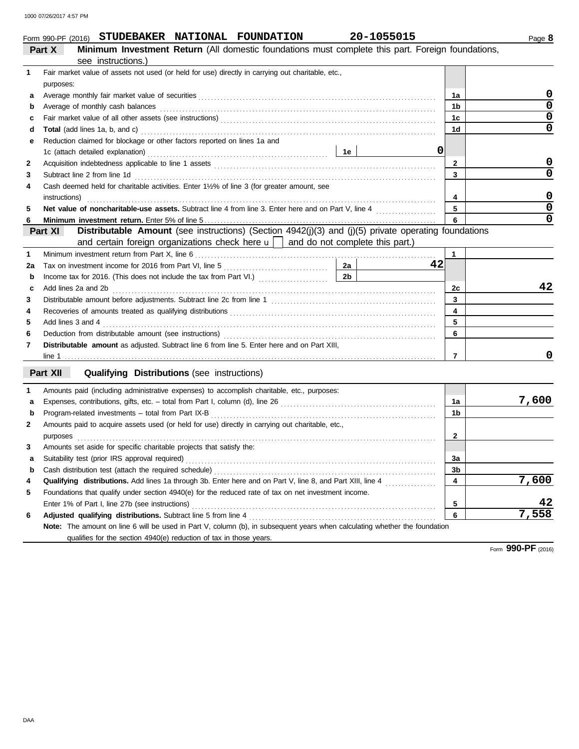1000 07/26/2017 4:57 PM

Form 990-PF (2016) **STUDEBAKER NATIONAL FOUNDATION** **20-1055015**

## Part X Minimum Investment Return (All domestic foundations must complete this part. Foreign foundations, see instructions.)

| | | | | | |
|---|---|---|---|---|---|
| 1 | Fair market value of assets not used (or held for use) directly in carrying out charitable, etc., purposes: | | | | |
| a | Average monthly fair market value of securities | | | 1a | 0 |
| b | Average of monthly cash balances | | | 1b | 0 |
| c | Fair market value of all other assets (see instructions) | | | 1c | 0 |
| d | **Total** (add lines 1a, b, and c) | | | 1d | 0 |
| e | Reduction claimed for blockage or other factors reported on lines 1a and 1c (attach detailed explanation) | 1e | 0 | | |
| 2 | Acquisition indebtedness applicable to line 1 assets | | | 2 | 0 |
| 3 | Subtract line 2 from line 1d | | | 3 | 0 |
| 4 | Cash deemed held for charitable activities. Enter 1½% of line 3 (for greater amount, see instructions) | | | 4 | 0 |
| 5 | **Net value of noncharitable-use assets.** Subtract line 4 from line 3. Enter here and on Part V, line 4 | | | 5 | 0 |
| 6 | **Minimum investment return.** Enter 5% of line 5 | | | 6 | 0 |

## Part XI Distributable Amount (see instructions) (Section 4942(j)(3) and (j)(5) private operating foundations and certain foreign organizations check here u ☐ and do not complete this part.)

| | | | | | |
|---|---|---|---|---|---|
| 1 | Minimum investment return from Part X, line 6 | | | 1 | |
| 2a | Tax on investment income for 2016 from Part VI, line 5 | 2a | 42 | | |
| b | Income tax for 2016. (This does not include the tax from Part VI.) | 2b | | | |
| c | Add lines 2a and 2b | | | 2c | 42 |
| 3 | Distributable amount before adjustments. Subtract line 2c from line 1 | | | 3 | |
| 4 | Recoveries of amounts treated as qualifying distributions | | | 4 | |
| 5 | Add lines 3 and 4 | | | 5 | |
| 6 | Deduction from distributable amount (see instructions) | | | 6 | |
| 7 | **Distributable amount** as adjusted. Subtract line 6 from line 5. Enter here and on Part XIII, line 1 | | | 7 | 0 |

## Part XII Qualifying Distributions (see instructions)

| | | | |
|---|---|---|---|
| 1 | Amounts paid (including administrative expenses) to accomplish charitable, etc., purposes: | | |
| a | Expenses, contributions, gifts, etc. – total from Part I, column (d), line 26 | 1a | 7,600 |
| b | Program-related investments – total from Part IX-B | 1b | |
| 2 | Amounts paid to acquire assets used (or held for use) directly in carrying out charitable, etc., purposes | 2 | |
| 3 | Amounts set aside for specific charitable projects that satisfy the: | | |
| a | Suitability test (prior IRS approval required) | 3a | |
| b | Cash distribution test (attach the required schedule) | 3b | |
| 4 | **Qualifying distributions.** Add lines 1a through 3b. Enter here and on Part V, line 8, and Part XIII, line 4 | 4 | 7,600 |
| 5 | Foundations that qualify under section 4940(e) for the reduced rate of tax on net investment income. Enter 1% of Part I, line 27b (see instructions) | 5 | 42 |
| 6 | **Adjusted qualifying distributions.** Subtract line 5 from line 4 | 6 | 7,558 |

**Note:** The amount on line 6 will be used in Part V, column (b), in subsequent years when calculating whether the foundation qualifies for the section 4940(e) reduction of tax in those years.

Form **990-PF** (2016)

DAA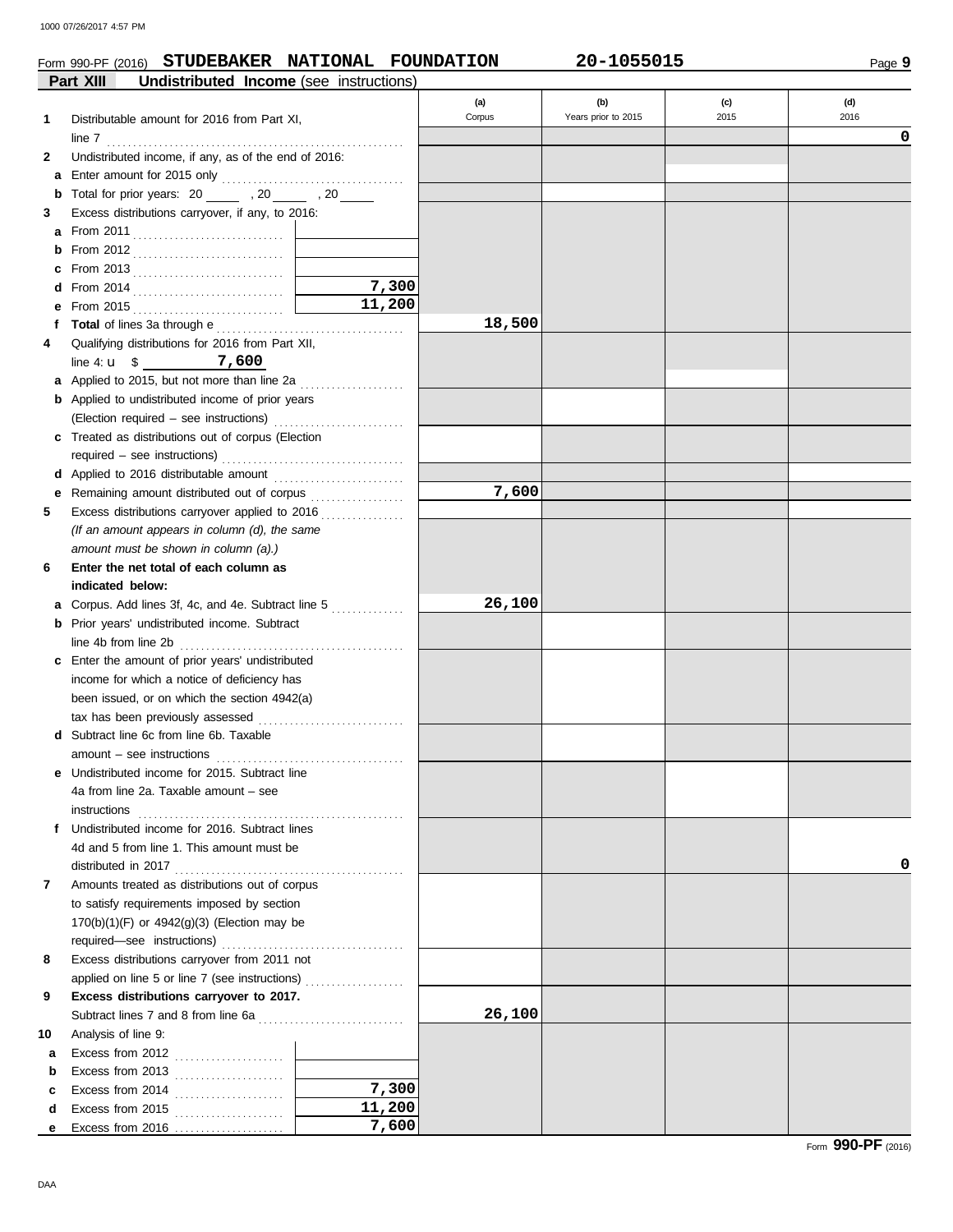Form 990-PF (2016) **STUDEBAKER NATIONAL FOUNDATION** **20-1055015** Page **9**

**Part XIII** **Undistributed Income** (see instructions)

| | | | (a) Corpus | (b) Years prior to 2015 | (c) 2015 | (d) 2016 |
|---|---|---|---|---|---|---|
| **1** | Distributable amount for 2016 from Part XI, line 7 | | | | | **0** |
| **2** | Undistributed income, if any, as of the end of 2016: | | | | | |
| **a** | Enter amount for 2015 only | | | | | |
| **b** | Total for prior years: 20 ___ , 20 ___ , 20 ___ | | | | | |
| **3** | Excess distributions carryover, if any, to 2016: | | | | | |
| **a** | From 2011 | | | | | |
| **b** | From 2012 | | | | | |
| **c** | From 2013 | | | | | |
| **d** | From 2014 | **7,300** | | | | |
| **e** | From 2015 | **11,200** | | | | |
| **f** | **Total** of lines 3a through e | | **18,500** | | | |
| **4** | Qualifying distributions for 2016 from Part XII, line 4: u $ **7,600** | | | | | |
| **a** | Applied to 2015, but not more than line 2a | | | | | |
| **b** | Applied to undistributed income of prior years (Election required – see instructions) | | | | | |
| **c** | Treated as distributions out of corpus (Election required – see instructions) | | | | | |
| **d** | Applied to 2016 distributable amount | | | | | |
| **e** | Remaining amount distributed out of corpus | | **7,600** | | | |
| **5** | Excess distributions carryover applied to 2016 *(If an amount appears in column (d), the same amount must be shown in column (a).)* | | | | | |
| **6** | **Enter the net total of each column as indicated below:** | | | | | |
| **a** | Corpus. Add lines 3f, 4c, and 4e. Subtract line 5 | | **26,100** | | | |
| **b** | Prior years' undistributed income. Subtract line 4b from line 2b | | | | | |
| **c** | Enter the amount of prior years' undistributed income for which a notice of deficiency has been issued, or on which the section 4942(a) tax has been previously assessed | | | | | |
| **d** | Subtract line 6c from line 6b. Taxable amount – see instructions | | | | | |
| **e** | Undistributed income for 2015. Subtract line 4a from line 2a. Taxable amount – see instructions | | | | | |
| **f** | Undistributed income for 2016. Subtract lines 4d and 5 from line 1. This amount must be distributed in 2017 | | | | | **0** |
| **7** | Amounts treated as distributions out of corpus to satisfy requirements imposed by section 170(b)(1)(F) or 4942(g)(3) (Election may be required—see instructions) | | | | | |
| **8** | Excess distributions carryover from 2011 not applied on line 5 or line 7 (see instructions) | | | | | |
| **9** | **Excess distributions carryover to 2017.** Subtract lines 7 and 8 from line 6a | | **26,100** | | | |
| **10** | Analysis of line 9: | | | | | |
| **a** | Excess from 2012 | | | | | |
| **b** | Excess from 2013 | | | | | |
| **c** | Excess from 2014 | **7,300** | | | | |
| **d** | Excess from 2015 | **11,200** | | | | |
| **e** | Excess from 2016 | **7,600** | | | | |

Form **990-PF** (2016)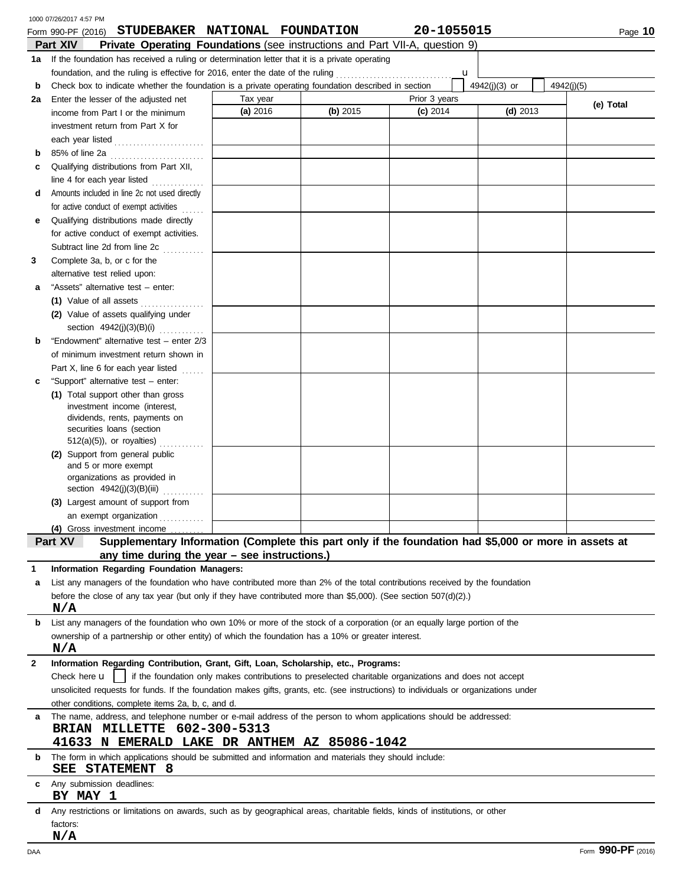Form 990-PF (2016) **STUDEBAKER NATIONAL FOUNDATION** **20-1055015**

## Part XIV Private Operating Foundations (see instructions and Part VII-A, question 9)

**1a** If the foundation has received a ruling or determination letter that it is a private operating foundation, and the ruling is effective for 2016, enter the date of the ruling ............ u

**b** Check box to indicate whether the foundation is a private operating foundation described in section [ ] 4942(j)(3) or [ ] 4942(j)(5)

| | Tax year | Prior 3 years | | | |
|---|---|---|---|---|---|
| | **(a)** 2016 | **(b)** 2015 | **(c)** 2014 | **(d)** 2013 | **(e) Total** |
| **2a** Enter the lesser of the adjusted net income from Part I or the minimum investment return from Part X for each year listed | | | | | |
| **b** 85% of line 2a | | | | | |
| **c** Qualifying distributions from Part XII, line 4 for each year listed | | | | | |
| **d** Amounts included in line 2c not used directly for active conduct of exempt activities | | | | | |
| **e** Qualifying distributions made directly for active conduct of exempt activities. Subtract line 2d from line 2c | | | | | |
| **3** Complete 3a, b, or c for the alternative test relied upon: | | | | | |
| **a** "Assets" alternative test – enter: **(1)** Value of all assets | | | | | |
| **(2)** Value of assets qualifying under section 4942(j)(3)(B)(i) | | | | | |
| **b** "Endowment" alternative test – enter 2/3 of minimum investment return shown in Part X, line 6 for each year listed | | | | | |
| **c** "Support" alternative test – enter: **(1)** Total support other than gross investment income (interest, dividends, rents, payments on securities loans (section 512(a)(5)), or royalties) | | | | | |
| **(2)** Support from general public and 5 or more exempt organizations as provided in section 4942(j)(3)(B)(iii) | | | | | |
| **(3)** Largest amount of support from an exempt organization | | | | | |
| **(4)** Gross investment income | | | | | |

## Part XV Supplementary Information (Complete this part only if the foundation had $5,000 or more in assets at any time during the year – see instructions.)

**1 Information Regarding Foundation Managers:**

**a** List any managers of the foundation who have contributed more than 2% of the total contributions received by the foundation before the close of any tax year (but only if they have contributed more than $5,000). (See section 507(d)(2).)

**N/A**

**b** List any managers of the foundation who own 10% or more of the stock of a corporation (or an equally large portion of the ownership of a partnership or other entity) of which the foundation has a 10% or greater interest.

**N/A**

**2 Information Regarding Contribution, Grant, Gift, Loan, Scholarship, etc., Programs:**

Check here u [ ] if the foundation only makes contributions to preselected charitable organizations and does not accept unsolicited requests for funds. If the foundation makes gifts, grants, etc. (see instructions) to individuals or organizations under other conditions, complete items 2a, b, c, and d.

**a** The name, address, and telephone number or e-mail address of the person to whom applications should be addressed:

**BRIAN MILLETTE 602-300-5313**
**41633 N EMERALD LAKE DR ANTHEM AZ 85086-1042**

**b** The form in which applications should be submitted and information and materials they should include:

**SEE STATEMENT 8**

**c** Any submission deadlines:

**BY MAY 1**

**d** Any restrictions or limitations on awards, such as by geographical areas, charitable fields, kinds of institutions, or other factors:

**N/A**

Form **990-PF** (2016)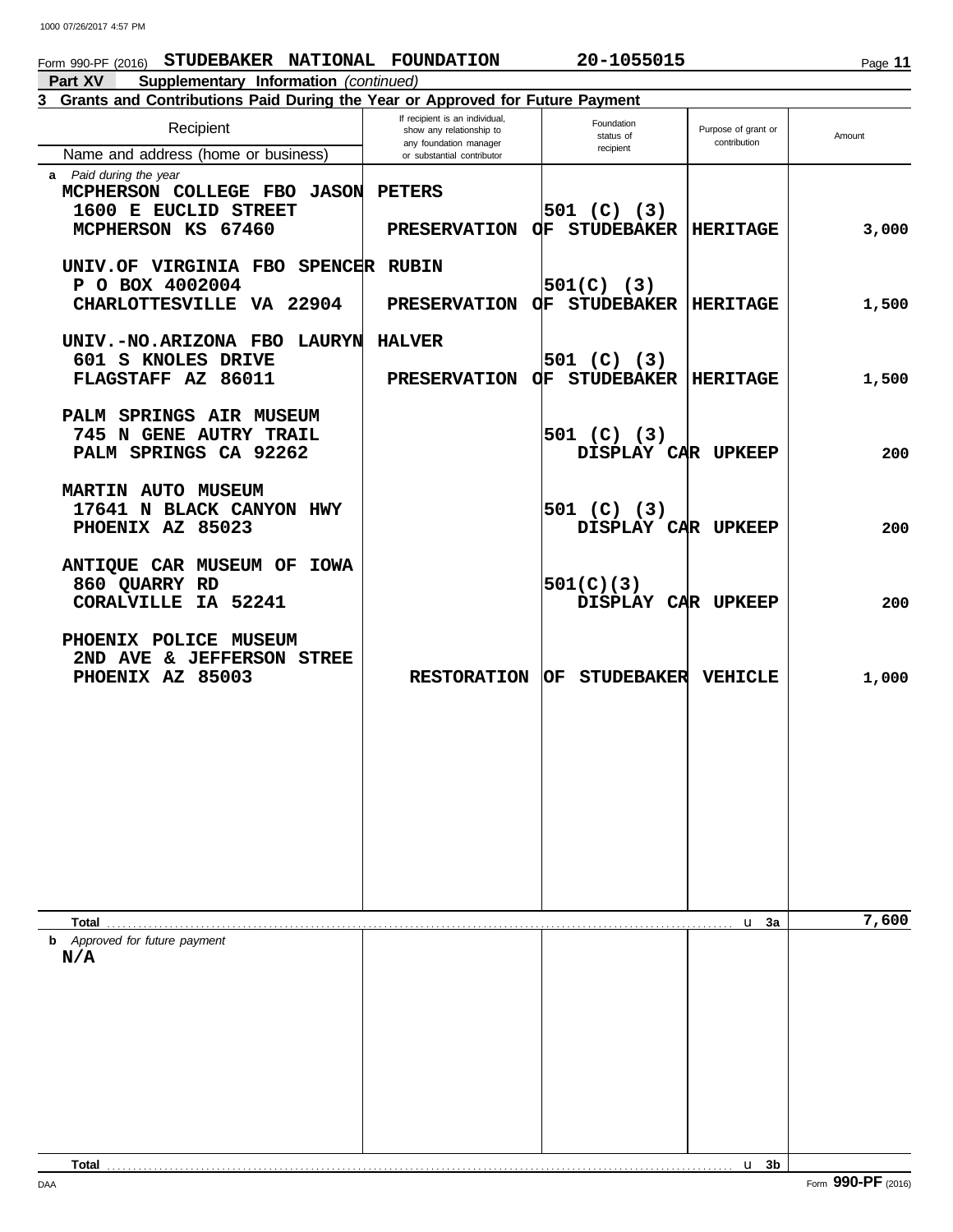Form 990-PF (2016) **STUDEBAKER NATIONAL FOUNDATION** **20-1055015**

**Part XV** **Supplementary Information** *(continued)*

**3 Grants and Contributions Paid During the Year or Approved for Future Payment**

| Recipient<br>Name and address (home or business) | If recipient is an individual, show any relationship to any foundation manager or substantial contributor | Foundation status of recipient | Purpose of grant or contribution | Amount |
|---|---|---|---|---|
| **a** *Paid during the year* | | | | |
| MCPHERSON COLLEGE FBO JASON PETERS<br>1600 E EUCLID STREET<br>MCPHERSON KS 67460 | | 501 (C) (3) | PRESERVATION OF STUDEBAKER HERITAGE | 3,000 |
| UNIV.OF VIRGINIA FBO SPENCER RUBIN<br>P O BOX 4002004<br>CHARLOTTESVILLE VA 22904 | | 501(C) (3) | PRESERVATION OF STUDEBAKER HERITAGE | 1,500 |
| UNIV.-NO.ARIZONA FBO LAURYN HALVER<br>601 S KNOLES DRIVE<br>FLAGSTAFF AZ 86011 | | 501 (C) (3) | PRESERVATION OF STUDEBAKER HERITAGE | 1,500 |
| PALM SPRINGS AIR MUSEUM<br>745 N GENE AUTRY TRAIL<br>PALM SPRINGS CA 92262 | | 501 (C) (3) | DISPLAY CAR UPKEEP | 200 |
| MARTIN AUTO MUSEUM<br>17641 N BLACK CANYON HWY<br>PHOENIX AZ 85023 | | 501 (C) (3) | DISPLAY CAR UPKEEP | 200 |
| ANTIQUE CAR MUSEUM OF IOWA<br>860 QUARRY RD<br>CORALVILLE IA 52241 | | 501(C)(3) | DISPLAY CAR UPKEEP | 200 |
| PHOENIX POLICE MUSEUM<br>2ND AVE & JEFFERSON STREE<br>PHOENIX AZ 85003 | | | RESTORATION OF STUDEBAKER VEHICLE | 1,000 |
| **Total** | | | ▶ 3a | 7,600 |
| **b** *Approved for future payment*<br>N/A | | | | |
| **Total** | | | ▶ 3b | |

Form **990-PF** (2016)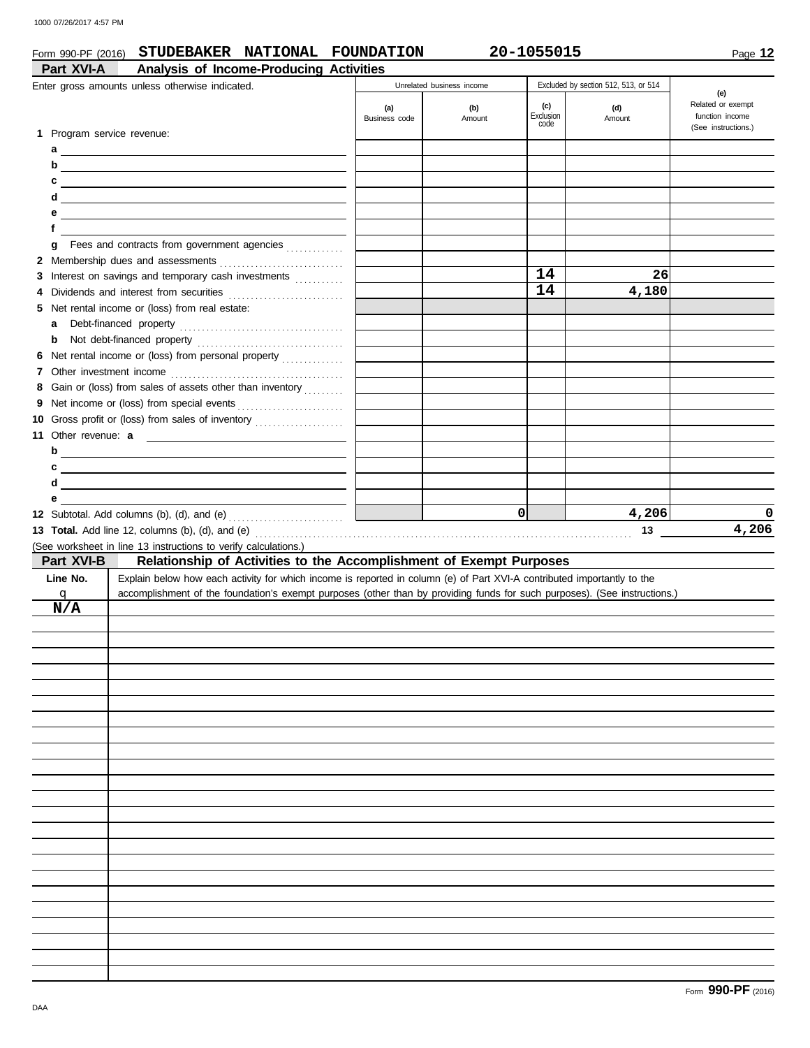Form 990-PF (2016) **STUDEBAKER NATIONAL FOUNDATION** **20-1055015** Page **12**

## Part XVI-A Analysis of Income-Producing Activities

| Enter gross amounts unless otherwise indicated. | Unrelated business income | | Excluded by section 512, 513, or 514 | | (e) Related or exempt function income (See instructions.) |
|---|---|---|---|---|---|
| | (a) Business code | (b) Amount | (c) Exclusion code | (d) Amount | |
| **1** Program service revenue: | | | | | |
| a | | | | | |
| b | | | | | |
| c | | | | | |
| d | | | | | |
| e | | | | | |
| f | | | | | |
| g Fees and contracts from government agencies | | | | | |
| **2** Membership dues and assessments | | | | | |
| **3** Interest on savings and temporary cash investments | | | 14 | 26 | |
| **4** Dividends and interest from securities | | | 14 | 4,180 | |
| **5** Net rental income or (loss) from real estate: | | | | | |
| a Debt-financed property | | | | | |
| b Not debt-financed property | | | | | |
| **6** Net rental income or (loss) from personal property | | | | | |
| **7** Other investment income | | | | | |
| **8** Gain or (loss) from sales of assets other than inventory | | | | | |
| **9** Net income or (loss) from special events | | | | | |
| **10** Gross profit or (loss) from sales of inventory | | | | | |
| **11** Other revenue: a | | | | | |
| b | | | | | |
| c | | | | | |
| d | | | | | |
| e | | | | | |
| **12** Subtotal. Add columns (b), (d), and (e) | | 0 | | 4,206 | 0 |

**13 Total.** Add line 12, columns (b), (d), and (e) .......... **13** **4,206**

(See worksheet in line 13 instructions to verify calculations.)

## Part XVI-B Relationship of Activities to the Accomplishment of Exempt Purposes

| Line No. ▼ | Explain below how each activity for which income is reported in column (e) of Part XVI-A contributed importantly to the accomplishment of the foundation's exempt purposes (other than by providing funds for such purposes). (See instructions.) |
|---|---|
| N/A | |

Form **990-PF** (2016)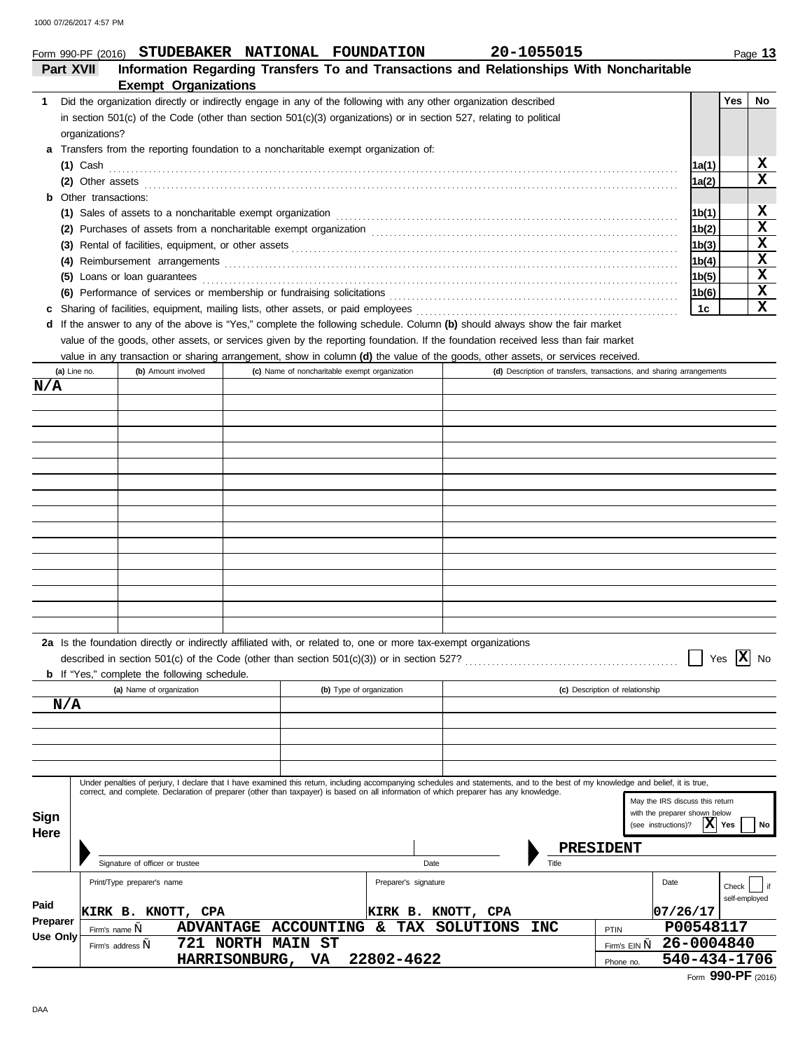Form 990-PF (2016) **STUDEBAKER NATIONAL FOUNDATION** **20-1055015**

## Part XVII Information Regarding Transfers To and Transactions and Relationships With Noncharitable Exempt Organizations

| | | | Yes | No |
|---|---|---|---|---|
| **1** | Did the organization directly or indirectly engage in any of the following with any other organization described in section 501(c) of the Code (other than section 501(c)(3) organizations) or in section 527, relating to political organizations? | | | |
| **a** | Transfers from the reporting foundation to a noncharitable exempt organization of: | | | |
| | **(1)** Cash | 1a(1) | | X |
| | **(2)** Other assets | 1a(2) | | X |
| **b** | Other transactions: | | | |
| | **(1)** Sales of assets to a noncharitable exempt organization | 1b(1) | | X |
| | **(2)** Purchases of assets from a noncharitable exempt organization | 1b(2) | | X |
| | **(3)** Rental of facilities, equipment, or other assets | 1b(3) | | X |
| | **(4)** Reimbursement arrangements | 1b(4) | | X |
| | **(5)** Loans or loan guarantees | 1b(5) | | X |
| | **(6)** Performance of services or membership or fundraising solicitations | 1b(6) | | X |
| **c** | Sharing of facilities, equipment, mailing lists, other assets, or paid employees | 1c | | X |

**d** If the answer to any of the above is "Yes," complete the following schedule. Column **(b)** should always show the fair market value of the goods, other assets, or services given by the reporting foundation. If the foundation received less than fair market value in any transaction or sharing arrangement, show in column **(d)** the value of the goods, other assets, or services received.

| (a) Line no. | (b) Amount involved | (c) Name of noncharitable exempt organization | (d) Description of transfers, transactions, and sharing arrangements |
|---|---|---|---|
| N/A | | | |

**2a** Is the foundation directly or indirectly affiliated with, or related to, one or more tax-exempt organizations described in section 501(c) of the Code (other than section 501(c)(3)) or in section 527? ☐ Yes ☒ No

**b** If "Yes," complete the following schedule.

| (a) Name of organization | (b) Type of organization | (c) Description of relationship |
|---|---|---|
| N/A | | |

**Sign Here**

Under penalties of perjury, I declare that I have examined this return, including accompanying schedules and statements, and to the best of my knowledge and belief, it is true, correct, and complete. Declaration of preparer (other than taxpayer) is based on all information of which preparer has any knowledge.

Signature of officer or trustee | Date | Title: **PRESIDENT**

May the IRS discuss this return with the preparer shown below (see instructions)? ☒ Yes ☐ No

**Paid Preparer Use Only**

| Print/Type preparer's name | Preparer's signature | Date | Check ☐ if self-employed |
|---|---|---|---|
| KIRK B. KNOTT, CPA | KIRK B. KNOTT, CPA | 07/26/17 | |

Firm's name: **ADVANTAGE ACCOUNTING & TAX SOLUTIONS INC** — PTIN: **P00548117**

Firm's address: **721 NORTH MAIN ST, HARRISONBURG, VA 22802-4622** — Firm's EIN: **26-0004840** — Phone no.: **540-434-1706**

Form **990-PF** (2016)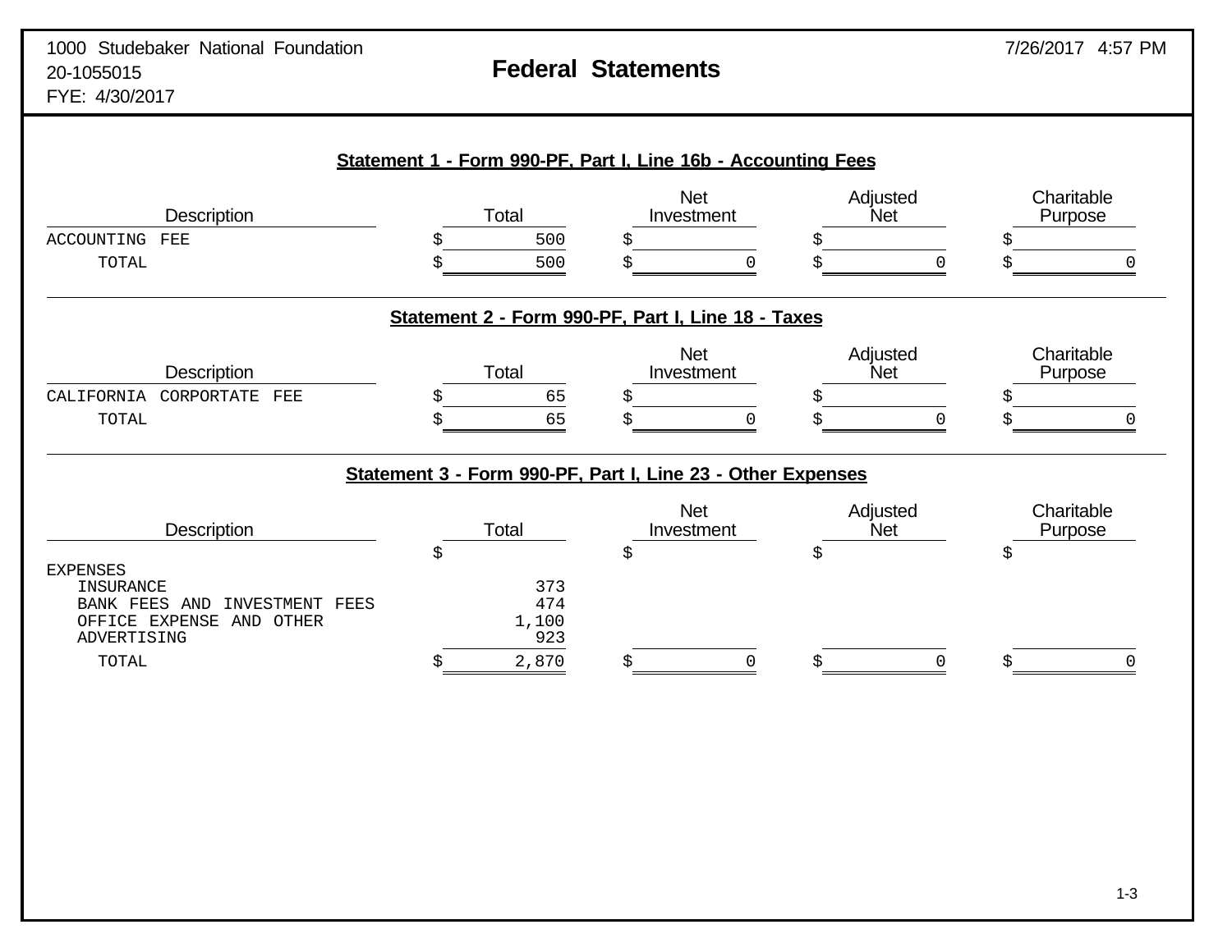1000 Studebaker National Foundation
20-1055015
FYE: 4/30/2017

# Federal Statements

## Statement 1 - Form 990-PF, Part I, Line 16b - Accounting Fees

| Description | Total | Net Investment | Adjusted Net | Charitable Purpose |
|---|---|---|---|---|
| ACCOUNTING FEE | $ 500 | $ | $ | $ |
| TOTAL | $ 500 | $ 0 | $ 0 | $ 0 |

## Statement 2 - Form 990-PF, Part I, Line 18 - Taxes

| Description | Total | Net Investment | Adjusted Net | Charitable Purpose |
|---|---|---|---|---|
| CALIFORNIA CORPORATE FEE | $ 65 | $ | $ | $ |
| TOTAL | $ 65 | $ 0 | $ 0 | $ 0 |

## Statement 3 - Form 990-PF, Part I, Line 23 - Other Expenses

| Description | Total | Net Investment | Adjusted Net | Charitable Purpose |
|---|---|---|---|---|
| | $ | $ | $ | $ |
| EXPENSES | | | | |
| INSURANCE | 373 | | | |
| BANK FEES AND INVESTMENT FEES | 474 | | | |
| OFFICE EXPENSE AND OTHER | 1,100 | | | |
| ADVERTISING | 923 | | | |
| TOTAL | $ 2,870 | $ 0 | $ 0 | $ 0 |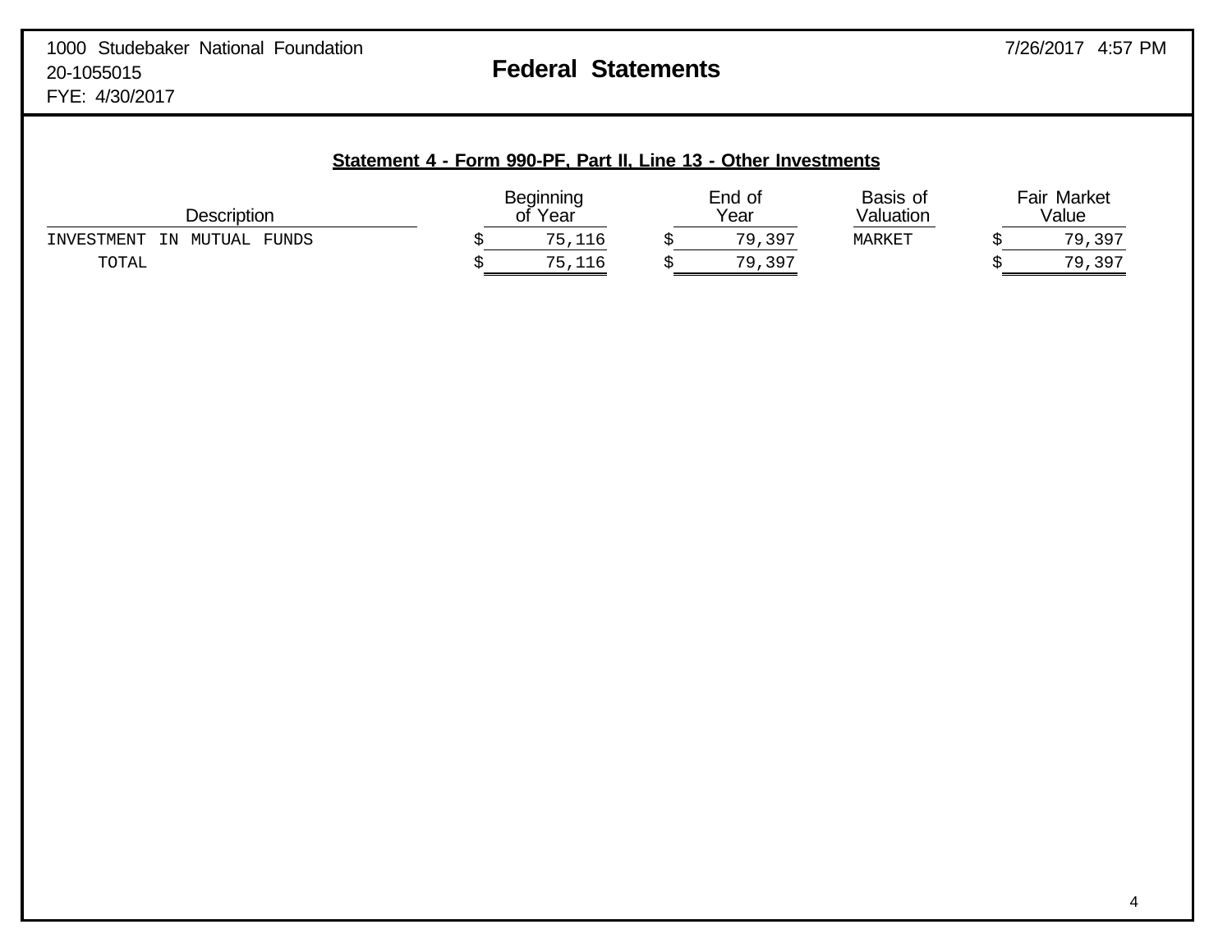1000 Studebaker National Foundation
20-1055015
FYE: 4/30/2017

# Federal Statements

7/26/2017 4:57 PM

## Statement 4 - Form 990-PF, Part II, Line 13 - Other Investments

| Description | Beginning of Year | End of Year | Basis of Valuation | Fair Market Value |
|---|---|---|---|---|
| INVESTMENT IN MUTUAL FUNDS | $ 75,116 | $ 79,397 | MARKET | $ 79,397 |
| TOTAL | $ 75,116 | $ 79,397 | | $ 79,397 |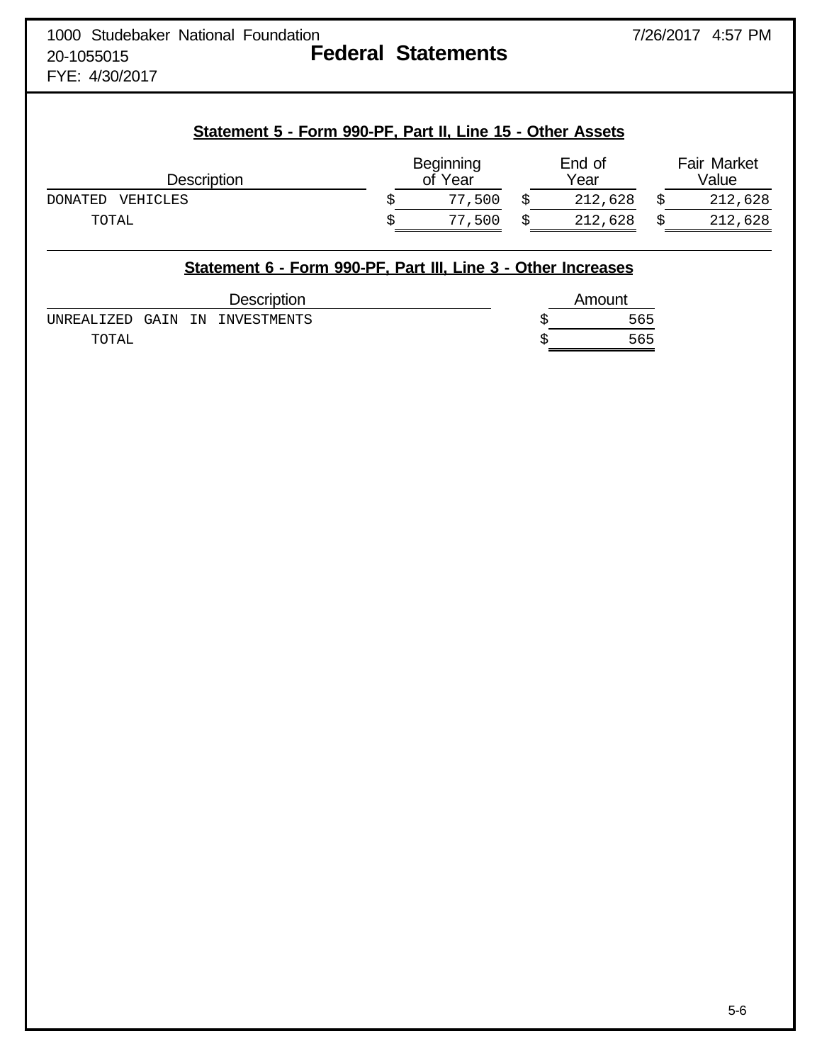1000 Studebaker National Foundation
20-1055015
FYE: 4/30/2017

# Federal Statements

### Statement 5 - Form 990-PF, Part II, Line 15 - Other Assets

| Description | Beginning of Year | End of Year | Fair Market Value |
|---|---|---|---|
| DONATED VEHICLES | $ 77,500 | $ 212,628 | $ 212,628 |
| TOTAL | $ 77,500 | $ 212,628 | $ 212,628 |

### Statement 6 - Form 990-PF, Part III, Line 3 - Other Increases

| Description | Amount |
|---|---|
| UNREALIZED GAIN IN INVESTMENTS | $ 565 |
| TOTAL | $ 565 |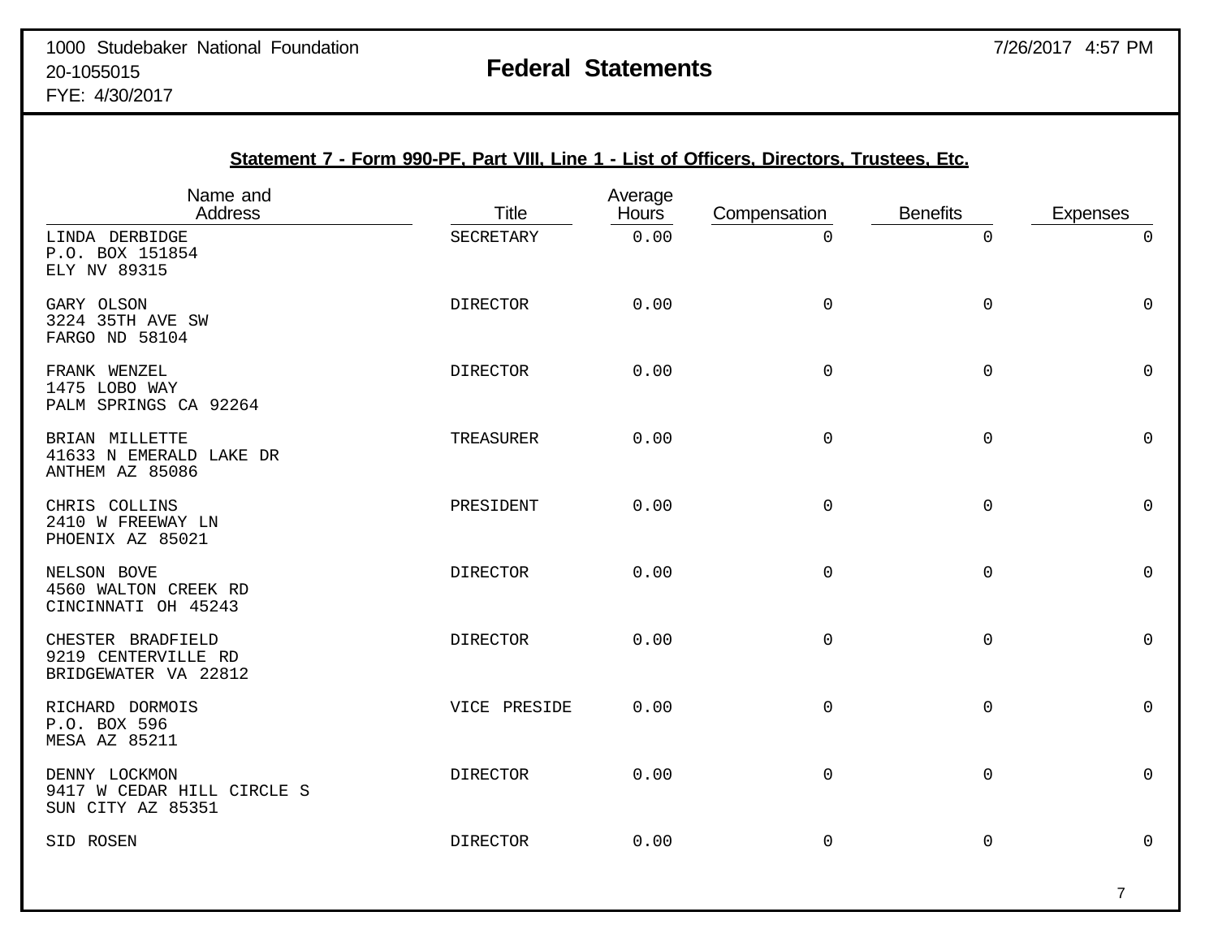1000 Studebaker National Foundation
20-1055015
FYE: 4/30/2017

7/26/2017 4:57 PM

# Federal Statements

## Statement 7 - Form 990-PF, Part VIII, Line 1 - List of Officers, Directors, Trustees, Etc.

| Name and Address | Title | Average Hours | Compensation | Benefits | Expenses |
|---|---|---|---|---|---|
| LINDA DERBIDGE<br>P.O. BOX 151854<br>ELY NV 89315 | SECRETARY | 0.00 | 0 | 0 | 0 |
| GARY OLSON<br>3224 35TH AVE SW<br>FARGO ND 58104 | DIRECTOR | 0.00 | 0 | 0 | 0 |
| FRANK WENZEL<br>1475 LOBO WAY<br>PALM SPRINGS CA 92264 | DIRECTOR | 0.00 | 0 | 0 | 0 |
| BRIAN MILLETTE<br>41633 N EMERALD LAKE DR<br>ANTHEM AZ 85086 | TREASURER | 0.00 | 0 | 0 | 0 |
| CHRIS COLLINS<br>2410 W FREEWAY LN<br>PHOENIX AZ 85021 | PRESIDENT | 0.00 | 0 | 0 | 0 |
| NELSON BOVE<br>4560 WALTON CREEK RD<br>CINCINNATI OH 45243 | DIRECTOR | 0.00 | 0 | 0 | 0 |
| CHESTER BRADFIELD<br>9219 CENTERVILLE RD<br>BRIDGEWATER VA 22812 | DIRECTOR | 0.00 | 0 | 0 | 0 |
| RICHARD DORMOIS<br>P.O. BOX 596<br>MESA AZ 85211 | VICE PRESIDE | 0.00 | 0 | 0 | 0 |
| DENNY LOCKMON<br>9417 W CEDAR HILL CIRCLE S<br>SUN CITY AZ 85351 | DIRECTOR | 0.00 | 0 | 0 | 0 |
| SID ROSEN | DIRECTOR | 0.00 | 0 | 0 | 0 |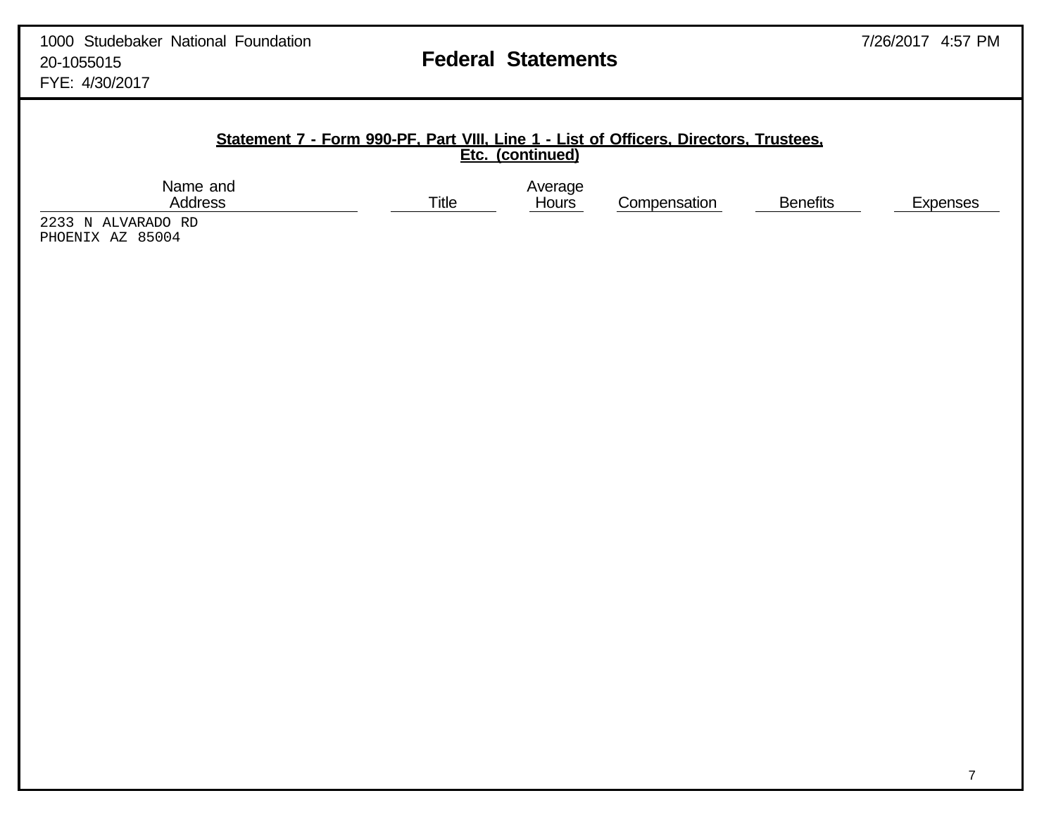## Statement 7 - Form 990-PF, Part VIII, Line 1 - List of Officers, Directors, Trustees, Etc. (continued)

| Name and Address | Title | Average Hours | Compensation | Benefits | Expenses |
|---|---|---|---|---|---|
| 2233 N ALVARADO RD<br>PHOENIX AZ 85004 | | | | | |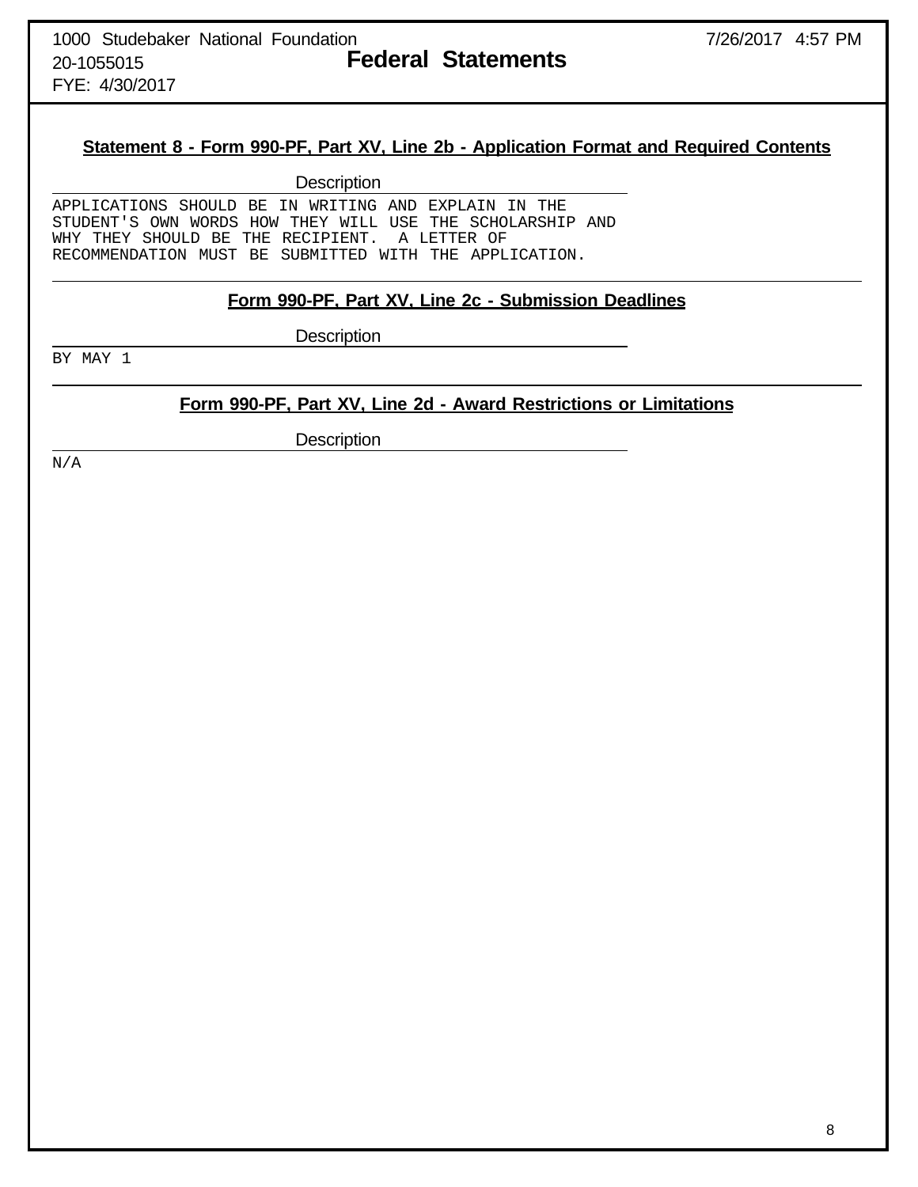1000 Studebaker National Foundation
20-1055015
FYE: 4/30/2017

**Federal Statements**

7/26/2017 4:57 PM

## Statement 8 - Form 990-PF, Part XV, Line 2b - Application Format and Required Contents

| Description |
| --- |
| APPLICATIONS SHOULD BE IN WRITING AND EXPLAIN IN THE STUDENT'S OWN WORDS HOW THEY WILL USE THE SCHOLARSHIP AND WHY THEY SHOULD BE THE RECIPIENT. A LETTER OF RECOMMENDATION MUST BE SUBMITTED WITH THE APPLICATION. |

## Form 990-PF, Part XV, Line 2c - Submission Deadlines

| Description |
| --- |
| BY MAY 1 |

## Form 990-PF, Part XV, Line 2d - Award Restrictions or Limitations

| Description |
| --- |
| N/A |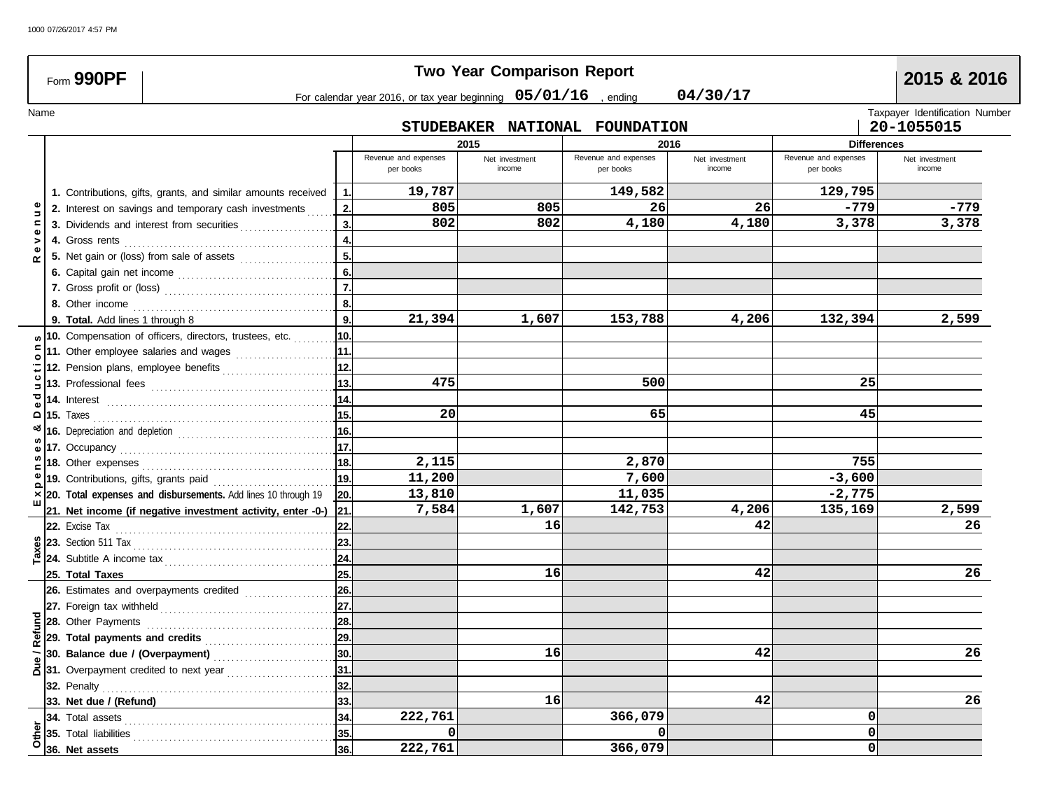Form **990PF**

# Two Year Comparison Report

**2015 & 2016**

For calendar year 2016, or tax year beginning **05/01/16** , ending **04/30/17**

Name: **STUDEBAKER NATIONAL FOUNDATION**

Taxpayer Identification Number: **20-1055015**

| | | | 2015 | | 2016 | | Differences | |
|---|---|---|---|---|---|---|---|---|
| | | | Revenue and expenses per books | Net investment income | Revenue and expenses per books | Net investment income | Revenue and expenses per books | Net investment income |
| Revenue | 1. Contributions, gifts, grants, and similar amounts received | 1. | 19,787 | | 149,582 | | 129,795 | |
| | 2. Interest on savings and temporary cash investments | 2. | 805 | 805 | 26 | 26 | -779 | -779 |
| | 3. Dividends and interest from securities | 3. | 802 | 802 | 4,180 | 4,180 | 3,378 | 3,378 |
| | 4. Gross rents | 4. | | | | | | |
| | 5. Net gain or (loss) from sale of assets | 5. | | | | | | |
| | 6. Capital gain net income | 6. | | | | | | |
| | 7. Gross profit or (loss) | 7. | | | | | | |
| | 8. Other income | 8. | | | | | | |
| | **9. Total.** Add lines 1 through 8 | 9. | 21,394 | 1,607 | 153,788 | 4,206 | 132,394 | 2,599 |
| Expenses & Deductions | 10. Compensation of officers, directors, trustees, etc. | 10. | | | | | | |
| | 11. Other employee salaries and wages | 11. | | | | | | |
| | 12. Pension plans, employee benefits | 12. | | | | | | |
| | 13. Professional fees | 13. | 475 | | 500 | | 25 | |
| | 14. Interest | 14. | | | | | | |
| | 15. Taxes | 15. | 20 | | 65 | | 45 | |
| | 16. Depreciation and depletion | 16. | | | | | | |
| | 17. Occupancy | 17. | | | | | | |
| | 18. Other expenses | 18. | 2,115 | | 2,870 | | 755 | |
| | 19. Contributions, gifts, grants paid | 19. | 11,200 | | 7,600 | | -3,600 | |
| | **20. Total expenses and disbursements.** Add lines 10 through 19 | 20. | 13,810 | | 11,035 | | -2,775 | |
| | **21. Net income (if negative investment activity, enter -0-)** | 21. | 7,584 | 1,607 | 142,753 | 4,206 | 135,169 | 2,599 |
| Taxes | 22. Excise Tax | 22. | | 16 | | 42 | | 26 |
| | 23. Section 511 Tax | 23. | | | | | | |
| | 24. Subtitle A income tax | 24. | | | | | | |
| | **25. Total Taxes** | 25. | | 16 | | 42 | | 26 |
| Due / Refund | 26. Estimates and overpayments credited | 26. | | | | | | |
| | 27. Foreign tax withheld | 27. | | | | | | |
| | 28. Other Payments | 28. | | | | | | |
| | **29. Total payments and credits** | 29. | | | | | | |
| | **30. Balance due / (Overpayment)** | 30. | | 16 | | 42 | | 26 |
| | 31. Overpayment credited to next year | 31. | | | | | | |
| | 32. Penalty | 32. | | | | | | |
| | **33. Net due / (Refund)** | 33. | | 16 | | 42 | | 26 |
| Other | 34. Total assets | 34. | 222,761 | | 366,079 | | 0 | |
| | 35. Total liabilities | 35. | 0 | | 0 | | 0 | |
| | **36. Net assets** | 36. | 222,761 | | 366,079 | | 0 | |